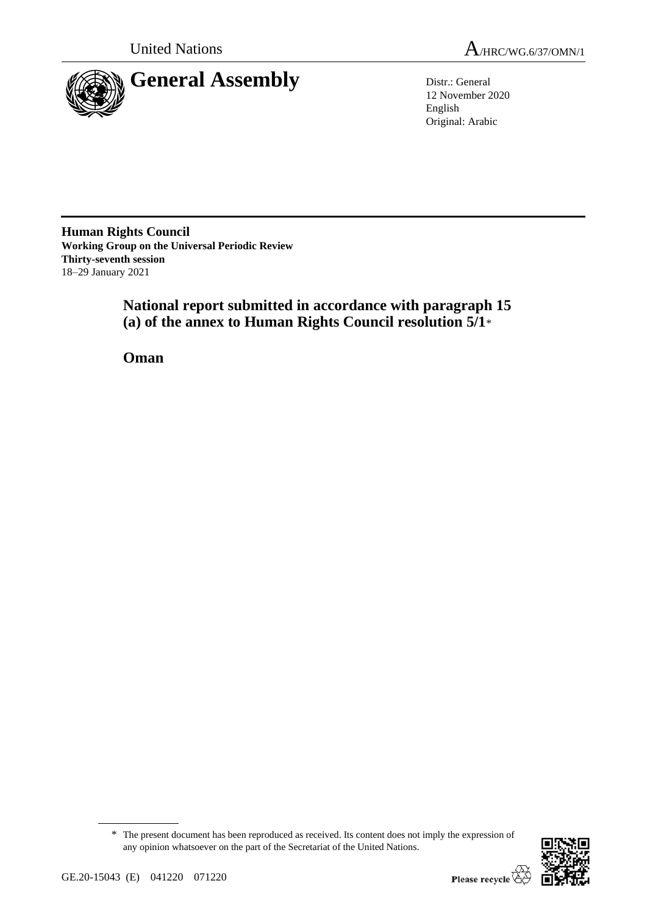United Nations

A/HRC/WG.6/37/OMN/1

# General Assembly

Distr.: General
12 November 2020
English
Original: Arabic

**Human Rights Council**
**Working Group on the Universal Periodic Review**
**Thirty-seventh session**
18–29 January 2021

## National report submitted in accordance with paragraph 15 (a) of the annex to Human Rights Council resolution 5/1*

## Oman

* The present document has been reproduced as received. Its content does not imply the expression of any opinion whatsoever on the part of the Secretariat of the United Nations.

GE.20-15043 (E) 041220 071220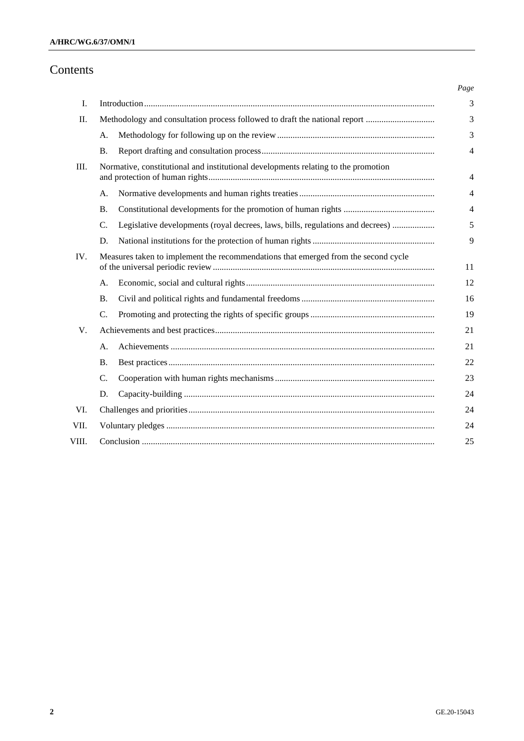# Contents

| | | | Page |
|---|---|---|---|
| I. | Introduction | | 3 |
| II. | Methodology and consultation process followed to draft the national report | | 3 |
| | A. | Methodology for following up on the review | 3 |
| | B. | Report drafting and consultation process | 4 |
| III. | Normative, constitutional and institutional developments relating to the promotion and protection of human rights | | 4 |
| | A. | Normative developments and human rights treaties | 4 |
| | B. | Constitutional developments for the promotion of human rights | 4 |
| | C. | Legislative developments (royal decrees, laws, bills, regulations and decrees) | 5 |
| | D. | National institutions for the protection of human rights | 9 |
| IV. | Measures taken to implement the recommendations that emerged from the second cycle of the universal periodic review | | 11 |
| | A. | Economic, social and cultural rights | 12 |
| | B. | Civil and political rights and fundamental freedoms | 16 |
| | C. | Promoting and protecting the rights of specific groups | 19 |
| V. | Achievements and best practices | | 21 |
| | A. | Achievements | 21 |
| | B. | Best practices | 22 |
| | C. | Cooperation with human rights mechanisms | 23 |
| | D. | Capacity-building | 24 |
| VI. | Challenges and priorities | | 24 |
| VII. | Voluntary pledges | | 24 |
| VIII. | Conclusion | | 25 |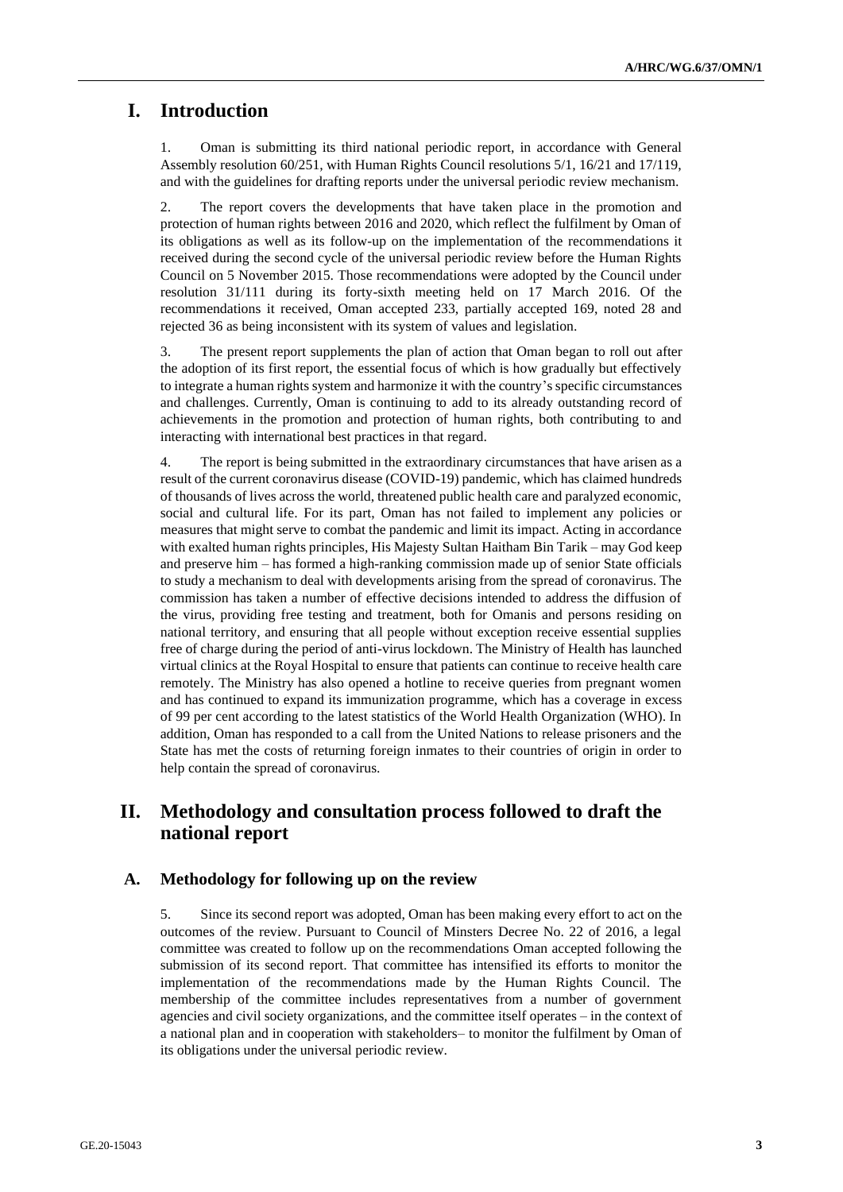# I. Introduction

1. Oman is submitting its third national periodic report, in accordance with General Assembly resolution 60/251, with Human Rights Council resolutions 5/1, 16/21 and 17/119, and with the guidelines for drafting reports under the universal periodic review mechanism.

2. The report covers the developments that have taken place in the promotion and protection of human rights between 2016 and 2020, which reflect the fulfilment by Oman of its obligations as well as its follow-up on the implementation of the recommendations it received during the second cycle of the universal periodic review before the Human Rights Council on 5 November 2015. Those recommendations were adopted by the Council under resolution 31/111 during its forty-sixth meeting held on 17 March 2016. Of the recommendations it received, Oman accepted 233, partially accepted 169, noted 28 and rejected 36 as being inconsistent with its system of values and legislation.

3. The present report supplements the plan of action that Oman began to roll out after the adoption of its first report, the essential focus of which is how gradually but effectively to integrate a human rights system and harmonize it with the country's specific circumstances and challenges. Currently, Oman is continuing to add to its already outstanding record of achievements in the promotion and protection of human rights, both contributing to and interacting with international best practices in that regard.

4. The report is being submitted in the extraordinary circumstances that have arisen as a result of the current coronavirus disease (COVID-19) pandemic, which has claimed hundreds of thousands of lives across the world, threatened public health care and paralyzed economic, social and cultural life. For its part, Oman has not failed to implement any policies or measures that might serve to combat the pandemic and limit its impact. Acting in accordance with exalted human rights principles, His Majesty Sultan Haitham Bin Tarik – may God keep and preserve him – has formed a high-ranking commission made up of senior State officials to study a mechanism to deal with developments arising from the spread of coronavirus. The commission has taken a number of effective decisions intended to address the diffusion of the virus, providing free testing and treatment, both for Omanis and persons residing on national territory, and ensuring that all people without exception receive essential supplies free of charge during the period of anti-virus lockdown. The Ministry of Health has launched virtual clinics at the Royal Hospital to ensure that patients can continue to receive health care remotely. The Ministry has also opened a hotline to receive queries from pregnant women and has continued to expand its immunization programme, which has a coverage in excess of 99 per cent according to the latest statistics of the World Health Organization (WHO). In addition, Oman has responded to a call from the United Nations to release prisoners and the State has met the costs of returning foreign inmates to their countries of origin in order to help contain the spread of coronavirus.

# II. Methodology and consultation process followed to draft the national report

## A. Methodology for following up on the review

5. Since its second report was adopted, Oman has been making every effort to act on the outcomes of the review. Pursuant to Council of Minsters Decree No. 22 of 2016, a legal committee was created to follow up on the recommendations Oman accepted following the submission of its second report. That committee has intensified its efforts to monitor the implementation of the recommendations made by the Human Rights Council. The membership of the committee includes representatives from a number of government agencies and civil society organizations, and the committee itself operates – in the context of a national plan and in cooperation with stakeholders– to monitor the fulfilment by Oman of its obligations under the universal periodic review.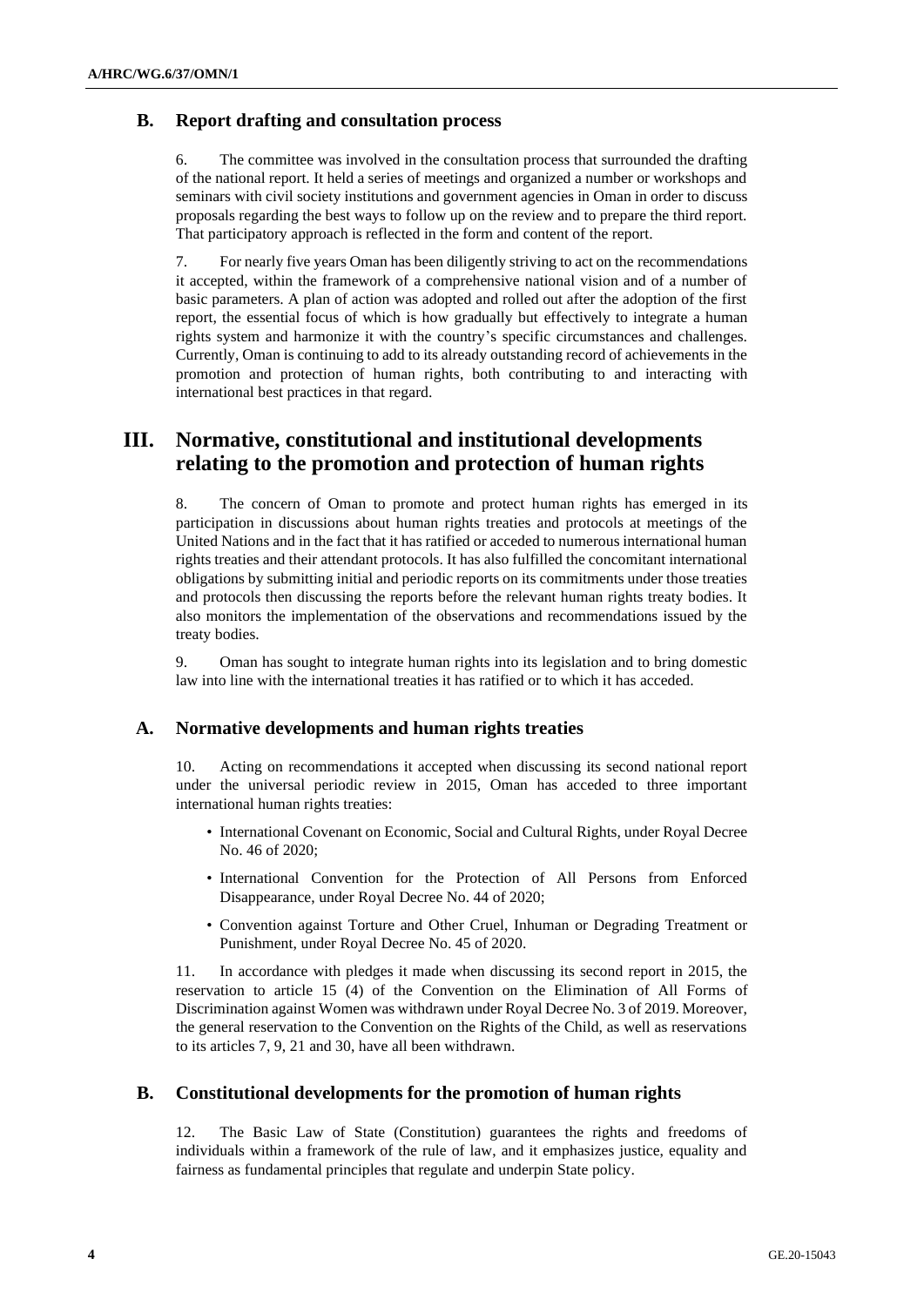## B. Report drafting and consultation process

6. The committee was involved in the consultation process that surrounded the drafting of the national report. It held a series of meetings and organized a number or workshops and seminars with civil society institutions and government agencies in Oman in order to discuss proposals regarding the best ways to follow up on the review and to prepare the third report. That participatory approach is reflected in the form and content of the report.

7. For nearly five years Oman has been diligently striving to act on the recommendations it accepted, within the framework of a comprehensive national vision and of a number of basic parameters. A plan of action was adopted and rolled out after the adoption of the first report, the essential focus of which is how gradually but effectively to integrate a human rights system and harmonize it with the country's specific circumstances and challenges. Currently, Oman is continuing to add to its already outstanding record of achievements in the promotion and protection of human rights, both contributing to and interacting with international best practices in that regard.

# III. Normative, constitutional and institutional developments relating to the promotion and protection of human rights

8. The concern of Oman to promote and protect human rights has emerged in its participation in discussions about human rights treaties and protocols at meetings of the United Nations and in the fact that it has ratified or acceded to numerous international human rights treaties and their attendant protocols. It has also fulfilled the concomitant international obligations by submitting initial and periodic reports on its commitments under those treaties and protocols then discussing the reports before the relevant human rights treaty bodies. It also monitors the implementation of the observations and recommendations issued by the treaty bodies.

9. Oman has sought to integrate human rights into its legislation and to bring domestic law into line with the international treaties it has ratified or to which it has acceded.

## A. Normative developments and human rights treaties

10. Acting on recommendations it accepted when discussing its second national report under the universal periodic review in 2015, Oman has acceded to three important international human rights treaties:

- International Covenant on Economic, Social and Cultural Rights, under Royal Decree No. 46 of 2020;
- International Convention for the Protection of All Persons from Enforced Disappearance, under Royal Decree No. 44 of 2020;
- Convention against Torture and Other Cruel, Inhuman or Degrading Treatment or Punishment, under Royal Decree No. 45 of 2020.

11. In accordance with pledges it made when discussing its second report in 2015, the reservation to article 15 (4) of the Convention on the Elimination of All Forms of Discrimination against Women was withdrawn under Royal Decree No. 3 of 2019. Moreover, the general reservation to the Convention on the Rights of the Child, as well as reservations to its articles 7, 9, 21 and 30, have all been withdrawn.

## B. Constitutional developments for the promotion of human rights

12. The Basic Law of State (Constitution) guarantees the rights and freedoms of individuals within a framework of the rule of law, and it emphasizes justice, equality and fairness as fundamental principles that regulate and underpin State policy.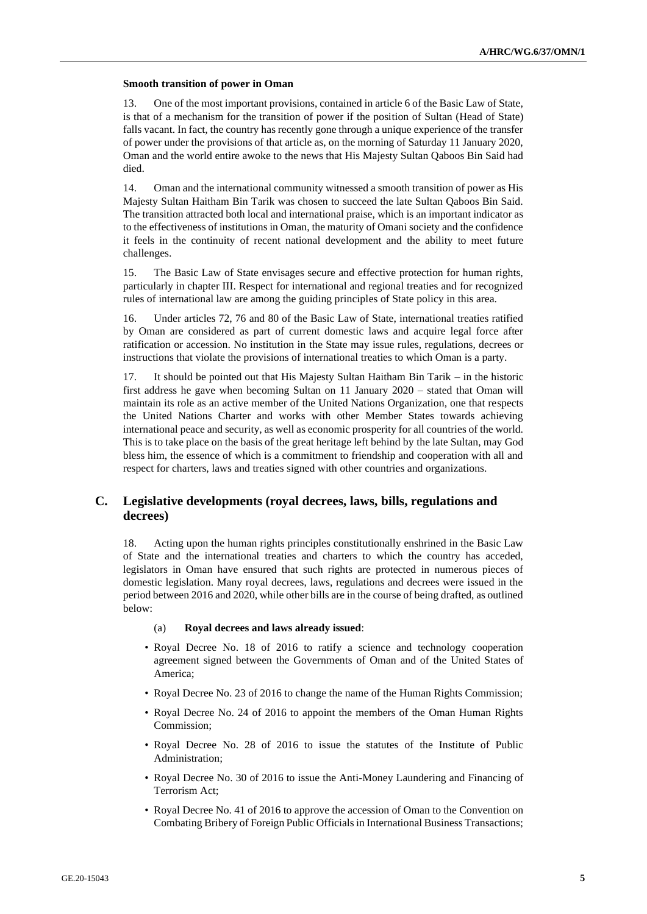#### Smooth transition of power in Oman

13. One of the most important provisions, contained in article 6 of the Basic Law of State, is that of a mechanism for the transition of power if the position of Sultan (Head of State) falls vacant. In fact, the country has recently gone through a unique experience of the transfer of power under the provisions of that article as, on the morning of Saturday 11 January 2020, Oman and the world entire awoke to the news that His Majesty Sultan Qaboos Bin Said had died.

14. Oman and the international community witnessed a smooth transition of power as His Majesty Sultan Haitham Bin Tarik was chosen to succeed the late Sultan Qaboos Bin Said. The transition attracted both local and international praise, which is an important indicator as to the effectiveness of institutions in Oman, the maturity of Omani society and the confidence it feels in the continuity of recent national development and the ability to meet future challenges.

15. The Basic Law of State envisages secure and effective protection for human rights, particularly in chapter III. Respect for international and regional treaties and for recognized rules of international law are among the guiding principles of State policy in this area.

16. Under articles 72, 76 and 80 of the Basic Law of State, international treaties ratified by Oman are considered as part of current domestic laws and acquire legal force after ratification or accession. No institution in the State may issue rules, regulations, decrees or instructions that violate the provisions of international treaties to which Oman is a party.

17. It should be pointed out that His Majesty Sultan Haitham Bin Tarik – in the historic first address he gave when becoming Sultan on 11 January 2020 – stated that Oman will maintain its role as an active member of the United Nations Organization, one that respects the United Nations Charter and works with other Member States towards achieving international peace and security, as well as economic prosperity for all countries of the world. This is to take place on the basis of the great heritage left behind by the late Sultan, may God bless him, the essence of which is a commitment to friendship and cooperation with all and respect for charters, laws and treaties signed with other countries and organizations.

## C. Legislative developments (royal decrees, laws, bills, regulations and decrees)

18. Acting upon the human rights principles constitutionally enshrined in the Basic Law of State and the international treaties and charters to which the country has acceded, legislators in Oman have ensured that such rights are protected in numerous pieces of domestic legislation. Many royal decrees, laws, regulations and decrees were issued in the period between 2016 and 2020, while other bills are in the course of being drafted, as outlined below:

(a) **Royal decrees and laws already issued**:

- Royal Decree No. 18 of 2016 to ratify a science and technology cooperation agreement signed between the Governments of Oman and of the United States of America;
- Royal Decree No. 23 of 2016 to change the name of the Human Rights Commission;
- Royal Decree No. 24 of 2016 to appoint the members of the Oman Human Rights Commission;
- Royal Decree No. 28 of 2016 to issue the statutes of the Institute of Public Administration;
- Royal Decree No. 30 of 2016 to issue the Anti-Money Laundering and Financing of Terrorism Act;
- Royal Decree No. 41 of 2016 to approve the accession of Oman to the Convention on Combating Bribery of Foreign Public Officials in International Business Transactions;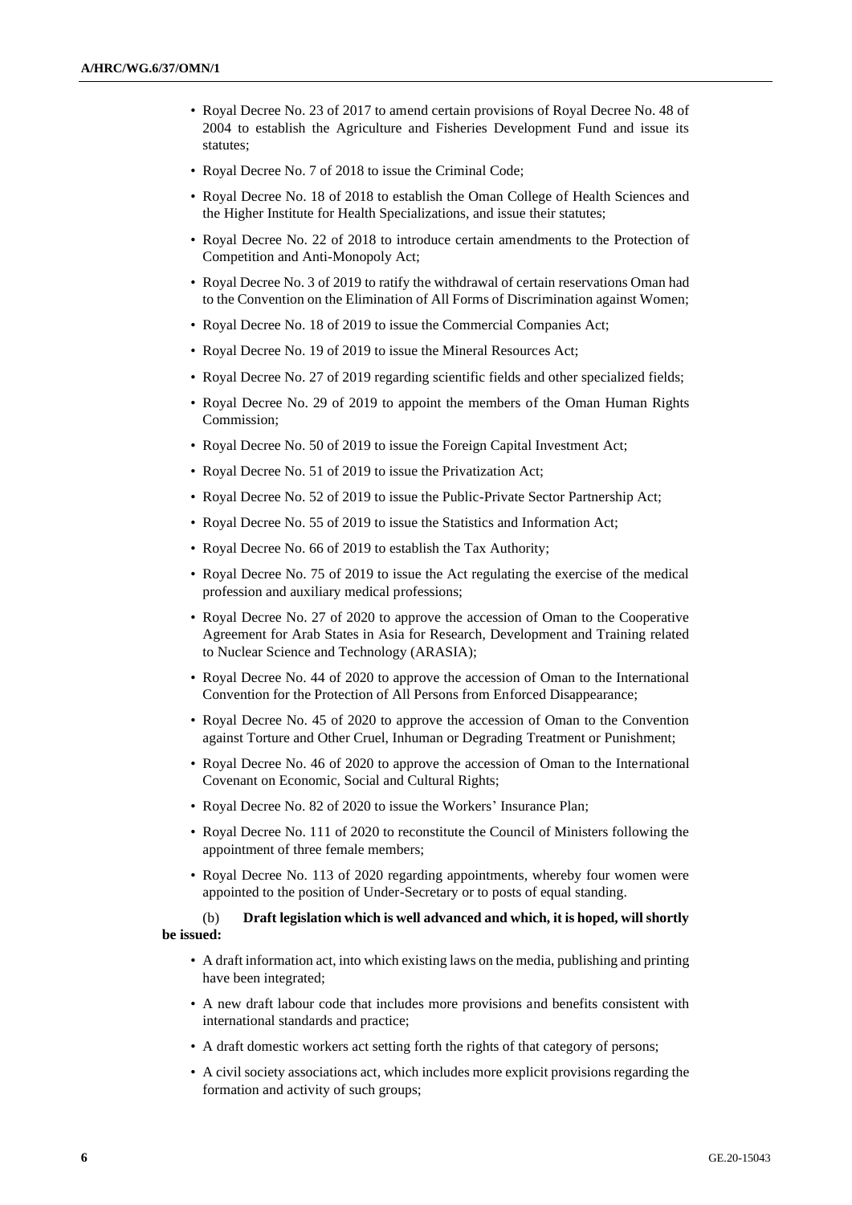- Royal Decree No. 23 of 2017 to amend certain provisions of Royal Decree No. 48 of 2004 to establish the Agriculture and Fisheries Development Fund and issue its statutes;
- Royal Decree No. 7 of 2018 to issue the Criminal Code;
- Royal Decree No. 18 of 2018 to establish the Oman College of Health Sciences and the Higher Institute for Health Specializations, and issue their statutes;
- Royal Decree No. 22 of 2018 to introduce certain amendments to the Protection of Competition and Anti-Monopoly Act;
- Royal Decree No. 3 of 2019 to ratify the withdrawal of certain reservations Oman had to the Convention on the Elimination of All Forms of Discrimination against Women;
- Royal Decree No. 18 of 2019 to issue the Commercial Companies Act;
- Royal Decree No. 19 of 2019 to issue the Mineral Resources Act;
- Royal Decree No. 27 of 2019 regarding scientific fields and other specialized fields;
- Royal Decree No. 29 of 2019 to appoint the members of the Oman Human Rights Commission;
- Royal Decree No. 50 of 2019 to issue the Foreign Capital Investment Act;
- Royal Decree No. 51 of 2019 to issue the Privatization Act;
- Royal Decree No. 52 of 2019 to issue the Public-Private Sector Partnership Act;
- Royal Decree No. 55 of 2019 to issue the Statistics and Information Act;
- Royal Decree No. 66 of 2019 to establish the Tax Authority;
- Royal Decree No. 75 of 2019 to issue the Act regulating the exercise of the medical profession and auxiliary medical professions;
- Royal Decree No. 27 of 2020 to approve the accession of Oman to the Cooperative Agreement for Arab States in Asia for Research, Development and Training related to Nuclear Science and Technology (ARASIA);
- Royal Decree No. 44 of 2020 to approve the accession of Oman to the International Convention for the Protection of All Persons from Enforced Disappearance;
- Royal Decree No. 45 of 2020 to approve the accession of Oman to the Convention against Torture and Other Cruel, Inhuman or Degrading Treatment or Punishment;
- Royal Decree No. 46 of 2020 to approve the accession of Oman to the International Covenant on Economic, Social and Cultural Rights;
- Royal Decree No. 82 of 2020 to issue the Workers' Insurance Plan;
- Royal Decree No. 111 of 2020 to reconstitute the Council of Ministers following the appointment of three female members;
- Royal Decree No. 113 of 2020 regarding appointments, whereby four women were appointed to the position of Under-Secretary or to posts of equal standing.

(b) **Draft legislation which is well advanced and which, it is hoped, will shortly be issued:**

- A draft information act, into which existing laws on the media, publishing and printing have been integrated;
- A new draft labour code that includes more provisions and benefits consistent with international standards and practice;
- A draft domestic workers act setting forth the rights of that category of persons;
- A civil society associations act, which includes more explicit provisions regarding the formation and activity of such groups;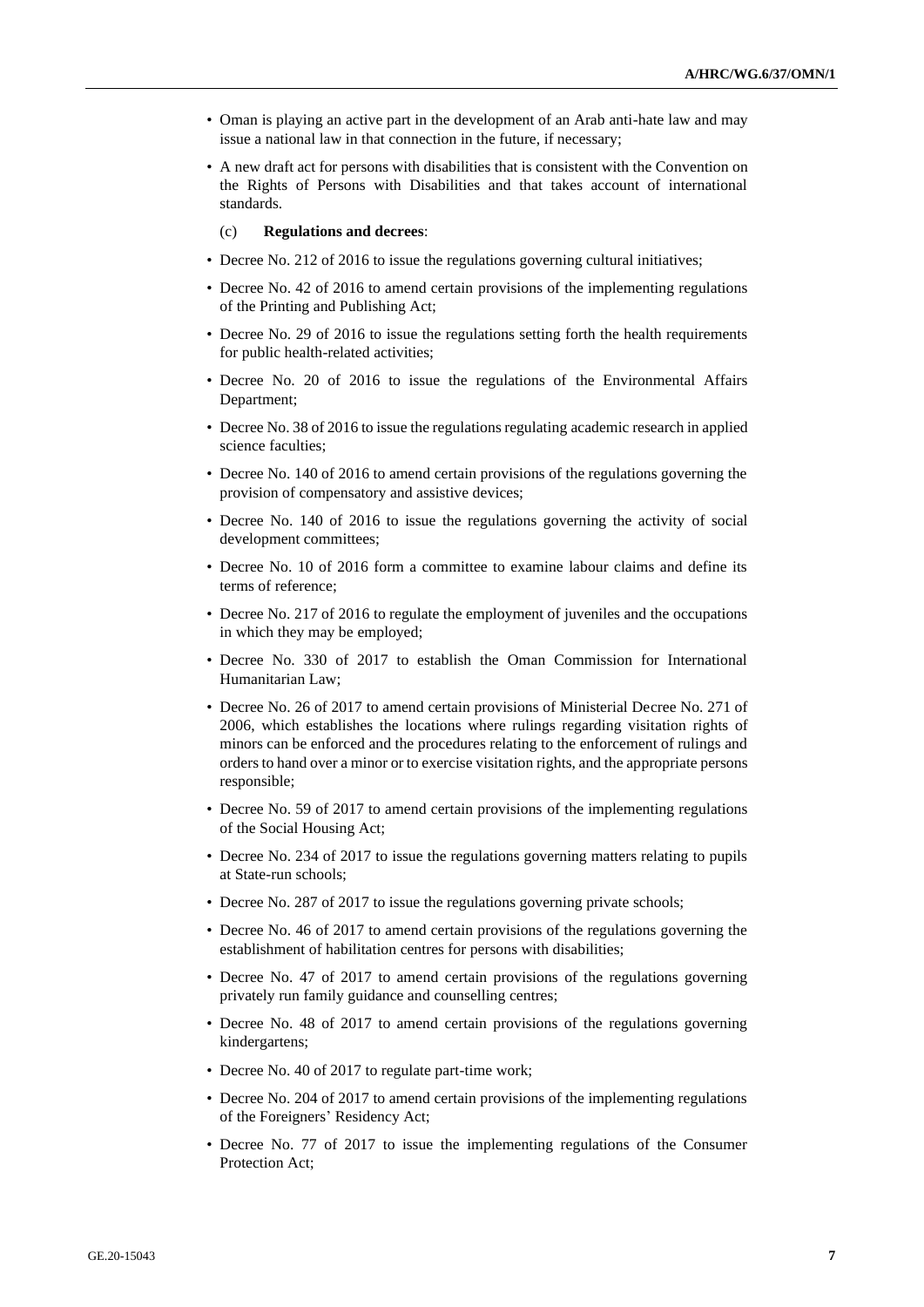- Oman is playing an active part in the development of an Arab anti-hate law and may issue a national law in that connection in the future, if necessary;
- A new draft act for persons with disabilities that is consistent with the Convention on the Rights of Persons with Disabilities and that takes account of international standards.

(c) **Regulations and decrees**:

- Decree No. 212 of 2016 to issue the regulations governing cultural initiatives;
- Decree No. 42 of 2016 to amend certain provisions of the implementing regulations of the Printing and Publishing Act;
- Decree No. 29 of 2016 to issue the regulations setting forth the health requirements for public health-related activities;
- Decree No. 20 of 2016 to issue the regulations of the Environmental Affairs Department;
- Decree No. 38 of 2016 to issue the regulations regulating academic research in applied science faculties;
- Decree No. 140 of 2016 to amend certain provisions of the regulations governing the provision of compensatory and assistive devices;
- Decree No. 140 of 2016 to issue the regulations governing the activity of social development committees;
- Decree No. 10 of 2016 form a committee to examine labour claims and define its terms of reference;
- Decree No. 217 of 2016 to regulate the employment of juveniles and the occupations in which they may be employed;
- Decree No. 330 of 2017 to establish the Oman Commission for International Humanitarian Law;
- Decree No. 26 of 2017 to amend certain provisions of Ministerial Decree No. 271 of 2006, which establishes the locations where rulings regarding visitation rights of minors can be enforced and the procedures relating to the enforcement of rulings and orders to hand over a minor or to exercise visitation rights, and the appropriate persons responsible;
- Decree No. 59 of 2017 to amend certain provisions of the implementing regulations of the Social Housing Act;
- Decree No. 234 of 2017 to issue the regulations governing matters relating to pupils at State-run schools;
- Decree No. 287 of 2017 to issue the regulations governing private schools;
- Decree No. 46 of 2017 to amend certain provisions of the regulations governing the establishment of habilitation centres for persons with disabilities;
- Decree No. 47 of 2017 to amend certain provisions of the regulations governing privately run family guidance and counselling centres;
- Decree No. 48 of 2017 to amend certain provisions of the regulations governing kindergartens;
- Decree No. 40 of 2017 to regulate part-time work;
- Decree No. 204 of 2017 to amend certain provisions of the implementing regulations of the Foreigners' Residency Act;
- Decree No. 77 of 2017 to issue the implementing regulations of the Consumer Protection Act;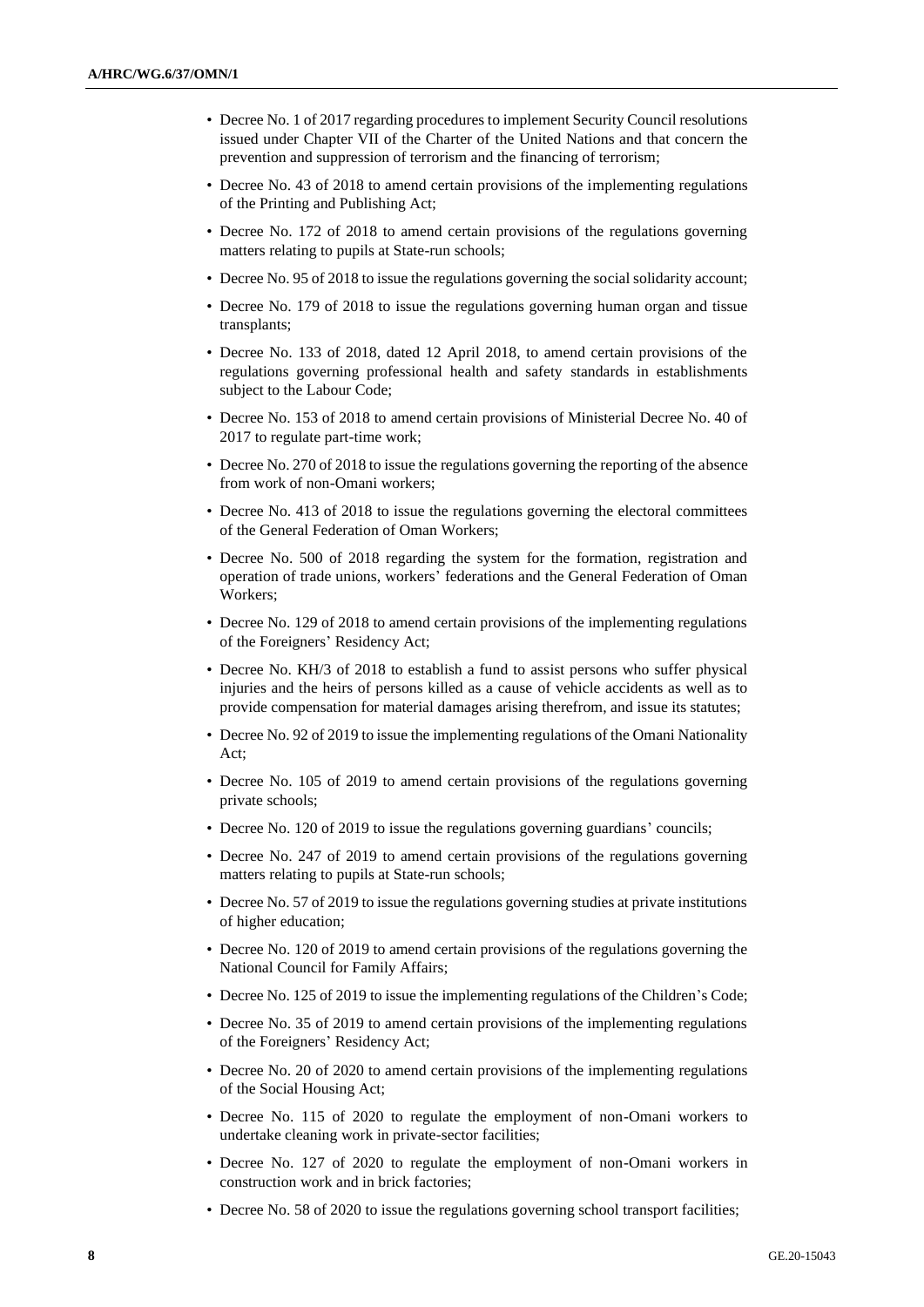- Decree No. 1 of 2017 regarding procedures to implement Security Council resolutions issued under Chapter VII of the Charter of the United Nations and that concern the prevention and suppression of terrorism and the financing of terrorism;
- Decree No. 43 of 2018 to amend certain provisions of the implementing regulations of the Printing and Publishing Act;
- Decree No. 172 of 2018 to amend certain provisions of the regulations governing matters relating to pupils at State-run schools;
- Decree No. 95 of 2018 to issue the regulations governing the social solidarity account;
- Decree No. 179 of 2018 to issue the regulations governing human organ and tissue transplants;
- Decree No. 133 of 2018, dated 12 April 2018, to amend certain provisions of the regulations governing professional health and safety standards in establishments subject to the Labour Code;
- Decree No. 153 of 2018 to amend certain provisions of Ministerial Decree No. 40 of 2017 to regulate part-time work;
- Decree No. 270 of 2018 to issue the regulations governing the reporting of the absence from work of non-Omani workers;
- Decree No. 413 of 2018 to issue the regulations governing the electoral committees of the General Federation of Oman Workers;
- Decree No. 500 of 2018 regarding the system for the formation, registration and operation of trade unions, workers' federations and the General Federation of Oman Workers;
- Decree No. 129 of 2018 to amend certain provisions of the implementing regulations of the Foreigners' Residency Act;
- Decree No. KH/3 of 2018 to establish a fund to assist persons who suffer physical injuries and the heirs of persons killed as a cause of vehicle accidents as well as to provide compensation for material damages arising therefrom, and issue its statutes;
- Decree No. 92 of 2019 to issue the implementing regulations of the Omani Nationality Act;
- Decree No. 105 of 2019 to amend certain provisions of the regulations governing private schools;
- Decree No. 120 of 2019 to issue the regulations governing guardians' councils;
- Decree No. 247 of 2019 to amend certain provisions of the regulations governing matters relating to pupils at State-run schools;
- Decree No. 57 of 2019 to issue the regulations governing studies at private institutions of higher education;
- Decree No. 120 of 2019 to amend certain provisions of the regulations governing the National Council for Family Affairs;
- Decree No. 125 of 2019 to issue the implementing regulations of the Children's Code;
- Decree No. 35 of 2019 to amend certain provisions of the implementing regulations of the Foreigners' Residency Act;
- Decree No. 20 of 2020 to amend certain provisions of the implementing regulations of the Social Housing Act;
- Decree No. 115 of 2020 to regulate the employment of non-Omani workers to undertake cleaning work in private-sector facilities;
- Decree No. 127 of 2020 to regulate the employment of non-Omani workers in construction work and in brick factories;
- Decree No. 58 of 2020 to issue the regulations governing school transport facilities;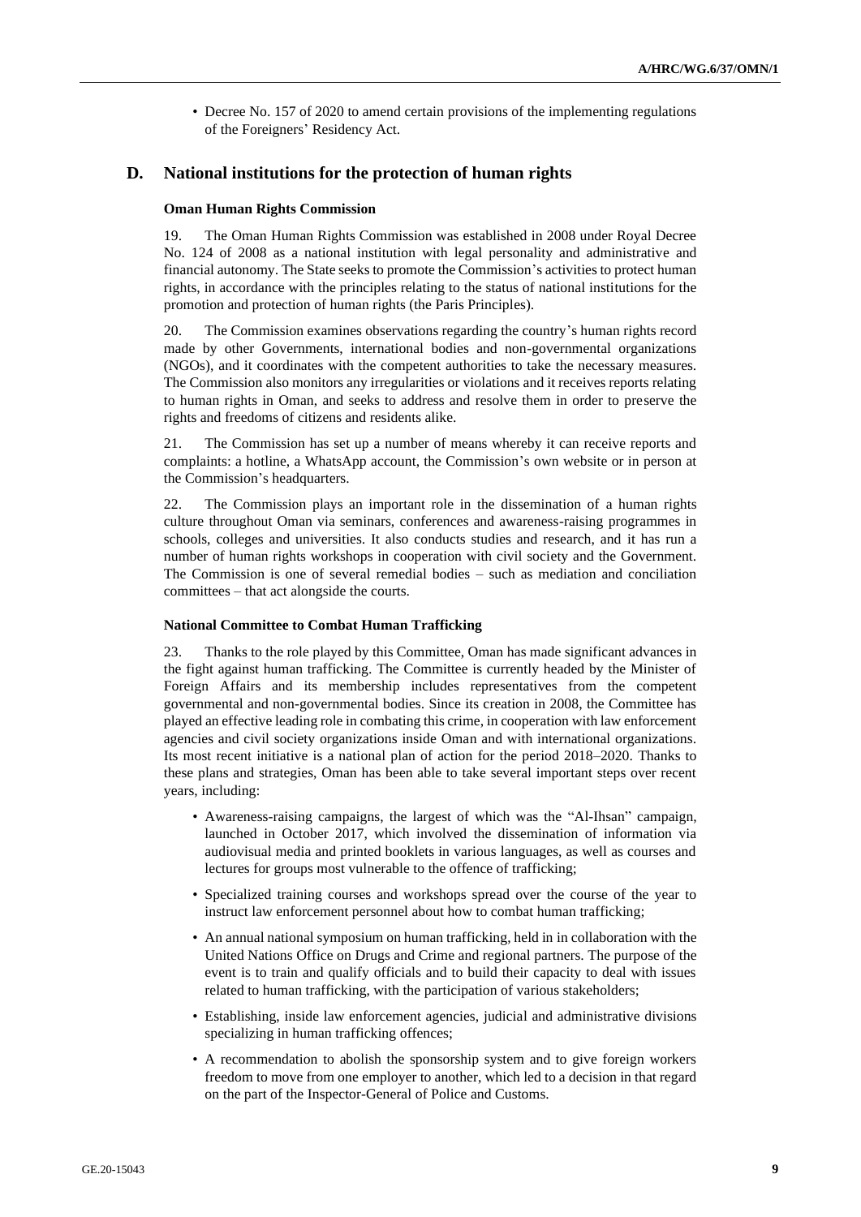- Decree No. 157 of 2020 to amend certain provisions of the implementing regulations of the Foreigners' Residency Act.

## D. National institutions for the protection of human rights

### Oman Human Rights Commission

19. The Oman Human Rights Commission was established in 2008 under Royal Decree No. 124 of 2008 as a national institution with legal personality and administrative and financial autonomy. The State seeks to promote the Commission's activities to protect human rights, in accordance with the principles relating to the status of national institutions for the promotion and protection of human rights (the Paris Principles).

20. The Commission examines observations regarding the country's human rights record made by other Governments, international bodies and non-governmental organizations (NGOs), and it coordinates with the competent authorities to take the necessary measures. The Commission also monitors any irregularities or violations and it receives reports relating to human rights in Oman, and seeks to address and resolve them in order to preserve the rights and freedoms of citizens and residents alike.

21. The Commission has set up a number of means whereby it can receive reports and complaints: a hotline, a WhatsApp account, the Commission's own website or in person at the Commission's headquarters.

22. The Commission plays an important role in the dissemination of a human rights culture throughout Oman via seminars, conferences and awareness-raising programmes in schools, colleges and universities. It also conducts studies and research, and it has run a number of human rights workshops in cooperation with civil society and the Government. The Commission is one of several remedial bodies – such as mediation and conciliation committees – that act alongside the courts.

### National Committee to Combat Human Trafficking

23. Thanks to the role played by this Committee, Oman has made significant advances in the fight against human trafficking. The Committee is currently headed by the Minister of Foreign Affairs and its membership includes representatives from the competent governmental and non-governmental bodies. Since its creation in 2008, the Committee has played an effective leading role in combating this crime, in cooperation with law enforcement agencies and civil society organizations inside Oman and with international organizations. Its most recent initiative is a national plan of action for the period 2018–2020. Thanks to these plans and strategies, Oman has been able to take several important steps over recent years, including:

- Awareness-raising campaigns, the largest of which was the "Al-Ihsan" campaign, launched in October 2017, which involved the dissemination of information via audiovisual media and printed booklets in various languages, as well as courses and lectures for groups most vulnerable to the offence of trafficking;
- Specialized training courses and workshops spread over the course of the year to instruct law enforcement personnel about how to combat human trafficking;
- An annual national symposium on human trafficking, held in in collaboration with the United Nations Office on Drugs and Crime and regional partners. The purpose of the event is to train and qualify officials and to build their capacity to deal with issues related to human trafficking, with the participation of various stakeholders;
- Establishing, inside law enforcement agencies, judicial and administrative divisions specializing in human trafficking offences;
- A recommendation to abolish the sponsorship system and to give foreign workers freedom to move from one employer to another, which led to a decision in that regard on the part of the Inspector-General of Police and Customs.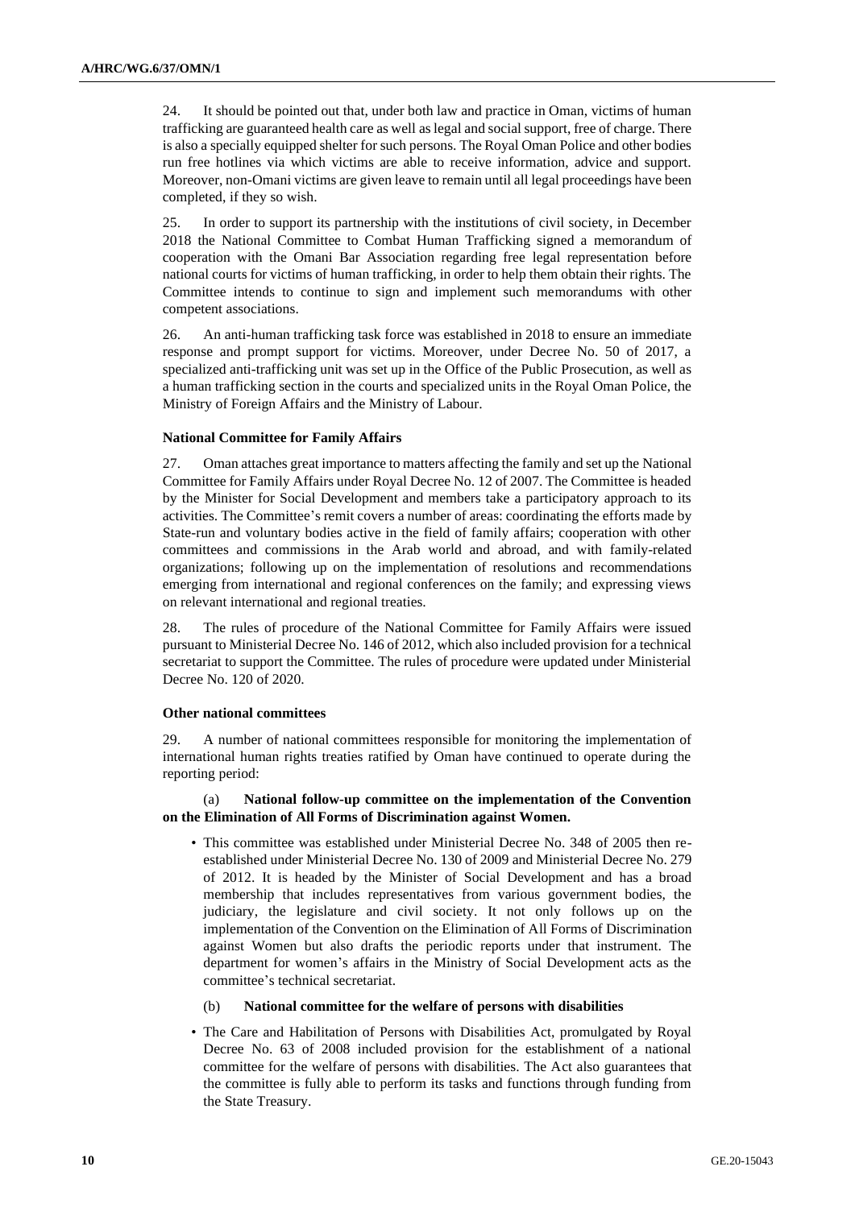24. It should be pointed out that, under both law and practice in Oman, victims of human trafficking are guaranteed health care as well as legal and social support, free of charge. There is also a specially equipped shelter for such persons. The Royal Oman Police and other bodies run free hotlines via which victims are able to receive information, advice and support. Moreover, non-Omani victims are given leave to remain until all legal proceedings have been completed, if they so wish.

25. In order to support its partnership with the institutions of civil society, in December 2018 the National Committee to Combat Human Trafficking signed a memorandum of cooperation with the Omani Bar Association regarding free legal representation before national courts for victims of human trafficking, in order to help them obtain their rights. The Committee intends to continue to sign and implement such memorandums with other competent associations.

26. An anti-human trafficking task force was established in 2018 to ensure an immediate response and prompt support for victims. Moreover, under Decree No. 50 of 2017, a specialized anti-trafficking unit was set up in the Office of the Public Prosecution, as well as a human trafficking section in the courts and specialized units in the Royal Oman Police, the Ministry of Foreign Affairs and the Ministry of Labour.

**National Committee for Family Affairs**

27. Oman attaches great importance to matters affecting the family and set up the National Committee for Family Affairs under Royal Decree No. 12 of 2007. The Committee is headed by the Minister for Social Development and members take a participatory approach to its activities. The Committee's remit covers a number of areas: coordinating the efforts made by State-run and voluntary bodies active in the field of family affairs; cooperation with other committees and commissions in the Arab world and abroad, and with family-related organizations; following up on the implementation of resolutions and recommendations emerging from international and regional conferences on the family; and expressing views on relevant international and regional treaties.

28. The rules of procedure of the National Committee for Family Affairs were issued pursuant to Ministerial Decree No. 146 of 2012, which also included provision for a technical secretariat to support the Committee. The rules of procedure were updated under Ministerial Decree No. 120 of 2020.

**Other national committees**

29. A number of national committees responsible for monitoring the implementation of international human rights treaties ratified by Oman have continued to operate during the reporting period:

(a) **National follow-up committee on the implementation of the Convention on the Elimination of All Forms of Discrimination against Women.**

- This committee was established under Ministerial Decree No. 348 of 2005 then re-established under Ministerial Decree No. 130 of 2009 and Ministerial Decree No. 279 of 2012. It is headed by the Minister of Social Development and has a broad membership that includes representatives from various government bodies, the judiciary, the legislature and civil society. It not only follows up on the implementation of the Convention on the Elimination of All Forms of Discrimination against Women but also drafts the periodic reports under that instrument. The department for women's affairs in the Ministry of Social Development acts as the committee's technical secretariat.

(b) **National committee for the welfare of persons with disabilities**

- The Care and Habilitation of Persons with Disabilities Act, promulgated by Royal Decree No. 63 of 2008 included provision for the establishment of a national committee for the welfare of persons with disabilities. The Act also guarantees that the committee is fully able to perform its tasks and functions through funding from the State Treasury.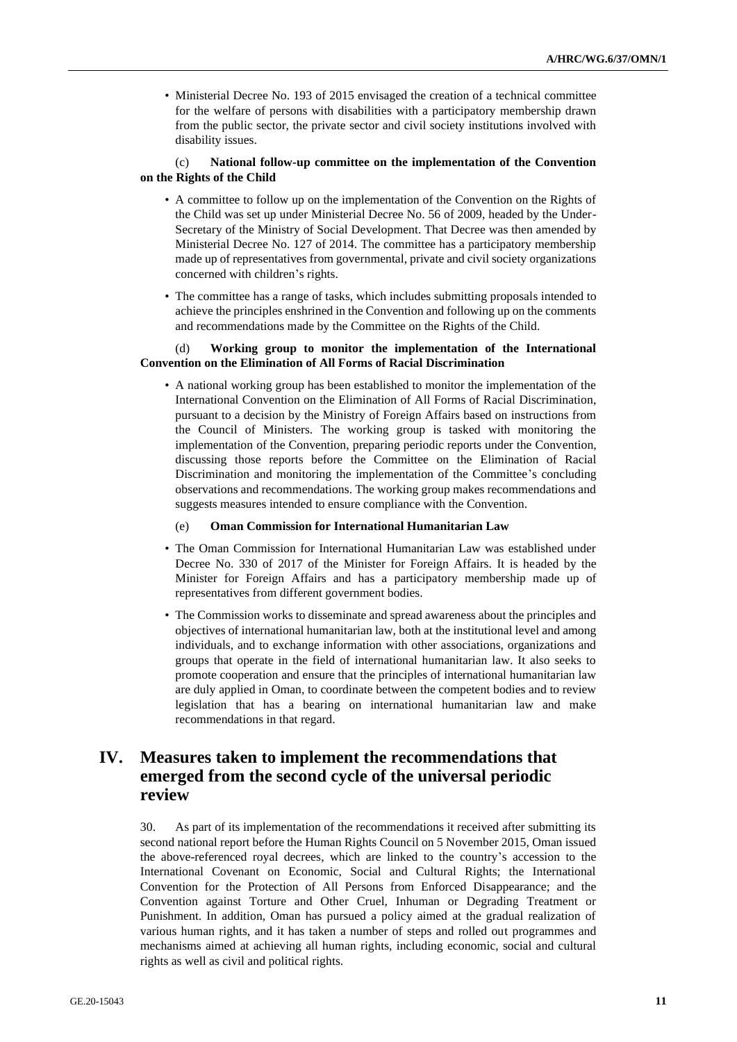- Ministerial Decree No. 193 of 2015 envisaged the creation of a technical committee for the welfare of persons with disabilities with a participatory membership drawn from the public sector, the private sector and civil society institutions involved with disability issues.

(c) **National follow-up committee on the implementation of the Convention on the Rights of the Child**

- A committee to follow up on the implementation of the Convention on the Rights of the Child was set up under Ministerial Decree No. 56 of 2009, headed by the Under-Secretary of the Ministry of Social Development. That Decree was then amended by Ministerial Decree No. 127 of 2014. The committee has a participatory membership made up of representatives from governmental, private and civil society organizations concerned with children's rights.
- The committee has a range of tasks, which includes submitting proposals intended to achieve the principles enshrined in the Convention and following up on the comments and recommendations made by the Committee on the Rights of the Child.

(d) **Working group to monitor the implementation of the International Convention on the Elimination of All Forms of Racial Discrimination**

- A national working group has been established to monitor the implementation of the International Convention on the Elimination of All Forms of Racial Discrimination, pursuant to a decision by the Ministry of Foreign Affairs based on instructions from the Council of Ministers. The working group is tasked with monitoring the implementation of the Convention, preparing periodic reports under the Convention, discussing those reports before the Committee on the Elimination of Racial Discrimination and monitoring the implementation of the Committee's concluding observations and recommendations. The working group makes recommendations and suggests measures intended to ensure compliance with the Convention.

(e) **Oman Commission for International Humanitarian Law**

- The Oman Commission for International Humanitarian Law was established under Decree No. 330 of 2017 of the Minister for Foreign Affairs. It is headed by the Minister for Foreign Affairs and has a participatory membership made up of representatives from different government bodies.
- The Commission works to disseminate and spread awareness about the principles and objectives of international humanitarian law, both at the institutional level and among individuals, and to exchange information with other associations, organizations and groups that operate in the field of international humanitarian law. It also seeks to promote cooperation and ensure that the principles of international humanitarian law are duly applied in Oman, to coordinate between the competent bodies and to review legislation that has a bearing on international humanitarian law and make recommendations in that regard.

## IV. Measures taken to implement the recommendations that emerged from the second cycle of the universal periodic review

30. As part of its implementation of the recommendations it received after submitting its second national report before the Human Rights Council on 5 November 2015, Oman issued the above-referenced royal decrees, which are linked to the country's accession to the International Covenant on Economic, Social and Cultural Rights; the International Convention for the Protection of All Persons from Enforced Disappearance; and the Convention against Torture and Other Cruel, Inhuman or Degrading Treatment or Punishment. In addition, Oman has pursued a policy aimed at the gradual realization of various human rights, and it has taken a number of steps and rolled out programmes and mechanisms aimed at achieving all human rights, including economic, social and cultural rights as well as civil and political rights.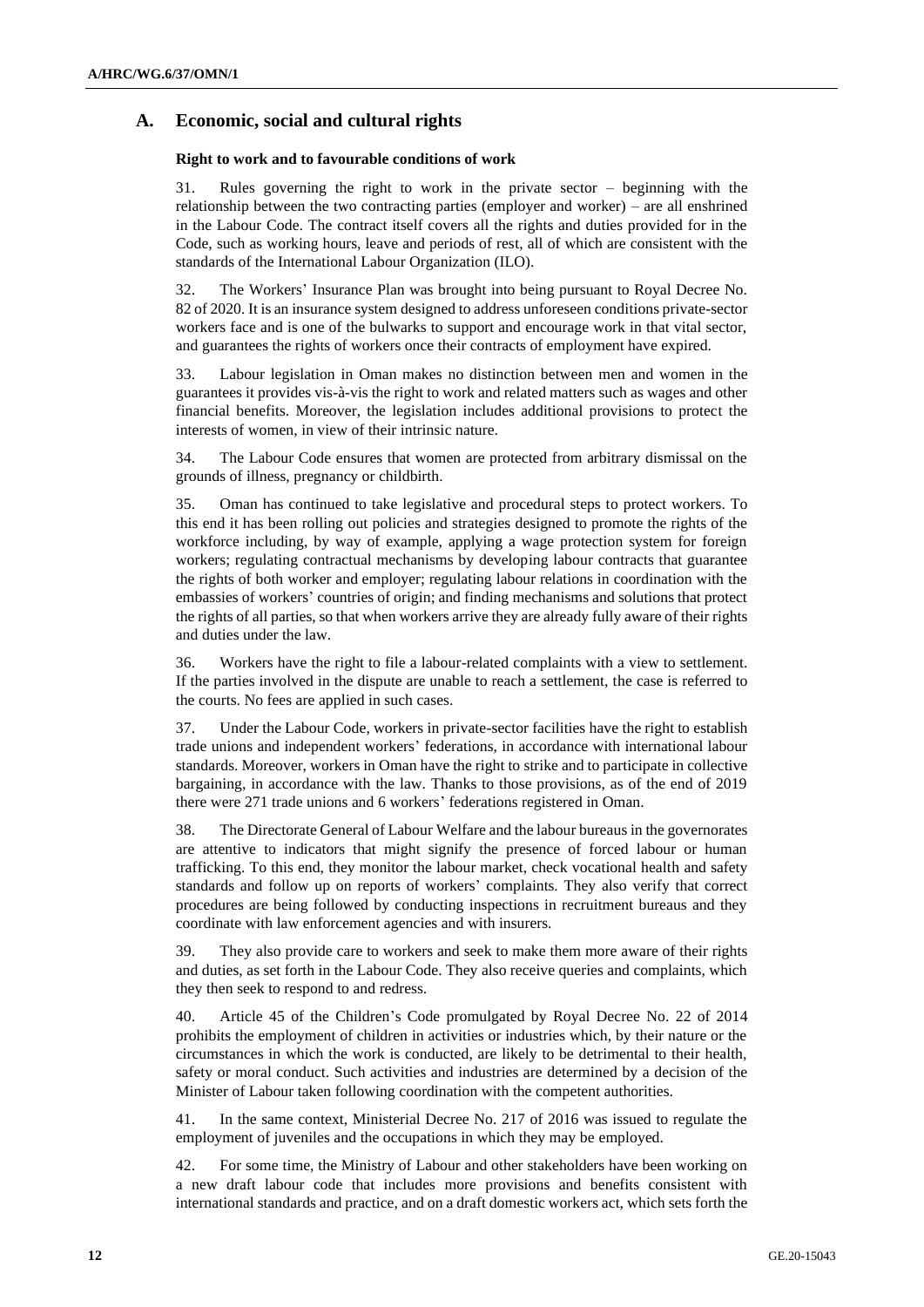## A. Economic, social and cultural rights

**Right to work and to favourable conditions of work**

31. Rules governing the right to work in the private sector – beginning with the relationship between the two contracting parties (employer and worker) – are all enshrined in the Labour Code. The contract itself covers all the rights and duties provided for in the Code, such as working hours, leave and periods of rest, all of which are consistent with the standards of the International Labour Organization (ILO).

32. The Workers' Insurance Plan was brought into being pursuant to Royal Decree No. 82 of 2020. It is an insurance system designed to address unforeseen conditions private-sector workers face and is one of the bulwarks to support and encourage work in that vital sector, and guarantees the rights of workers once their contracts of employment have expired.

33. Labour legislation in Oman makes no distinction between men and women in the guarantees it provides vis-à-vis the right to work and related matters such as wages and other financial benefits. Moreover, the legislation includes additional provisions to protect the interests of women, in view of their intrinsic nature.

34. The Labour Code ensures that women are protected from arbitrary dismissal on the grounds of illness, pregnancy or childbirth.

35. Oman has continued to take legislative and procedural steps to protect workers. To this end it has been rolling out policies and strategies designed to promote the rights of the workforce including, by way of example, applying a wage protection system for foreign workers; regulating contractual mechanisms by developing labour contracts that guarantee the rights of both worker and employer; regulating labour relations in coordination with the embassies of workers' countries of origin; and finding mechanisms and solutions that protect the rights of all parties, so that when workers arrive they are already fully aware of their rights and duties under the law.

36. Workers have the right to file a labour-related complaints with a view to settlement. If the parties involved in the dispute are unable to reach a settlement, the case is referred to the courts. No fees are applied in such cases.

37. Under the Labour Code, workers in private-sector facilities have the right to establish trade unions and independent workers' federations, in accordance with international labour standards. Moreover, workers in Oman have the right to strike and to participate in collective bargaining, in accordance with the law. Thanks to those provisions, as of the end of 2019 there were 271 trade unions and 6 workers' federations registered in Oman.

38. The Directorate General of Labour Welfare and the labour bureaus in the governorates are attentive to indicators that might signify the presence of forced labour or human trafficking. To this end, they monitor the labour market, check vocational health and safety standards and follow up on reports of workers' complaints. They also verify that correct procedures are being followed by conducting inspections in recruitment bureaus and they coordinate with law enforcement agencies and with insurers.

39. They also provide care to workers and seek to make them more aware of their rights and duties, as set forth in the Labour Code. They also receive queries and complaints, which they then seek to respond to and redress.

40. Article 45 of the Children's Code promulgated by Royal Decree No. 22 of 2014 prohibits the employment of children in activities or industries which, by their nature or the circumstances in which the work is conducted, are likely to be detrimental to their health, safety or moral conduct. Such activities and industries are determined by a decision of the Minister of Labour taken following coordination with the competent authorities.

41. In the same context, Ministerial Decree No. 217 of 2016 was issued to regulate the employment of juveniles and the occupations in which they may be employed.

42. For some time, the Ministry of Labour and other stakeholders have been working on a new draft labour code that includes more provisions and benefits consistent with international standards and practice, and on a draft domestic workers act, which sets forth the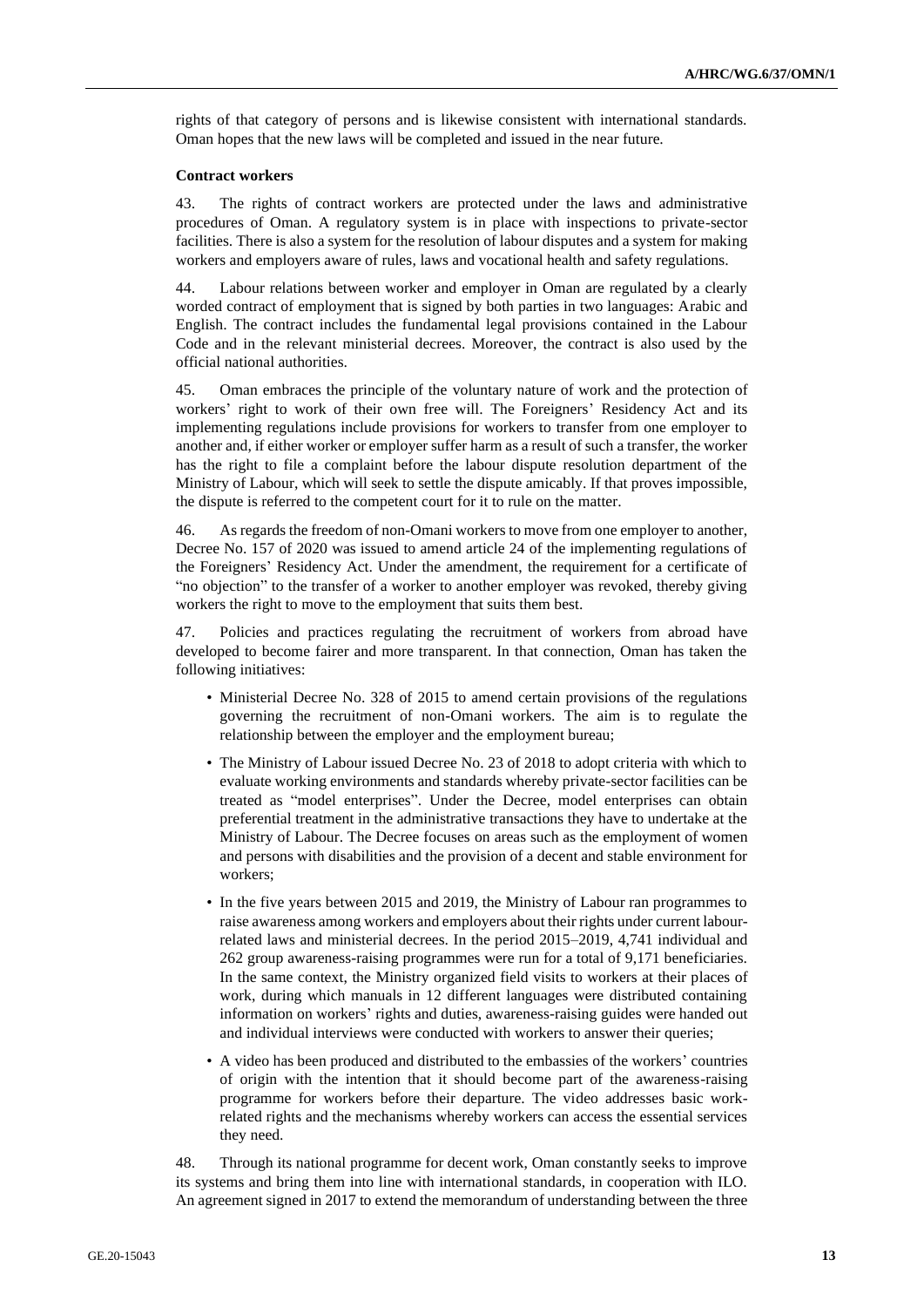rights of that category of persons and is likewise consistent with international standards. Oman hopes that the new laws will be completed and issued in the near future.

**Contract workers**

43. The rights of contract workers are protected under the laws and administrative procedures of Oman. A regulatory system is in place with inspections to private-sector facilities. There is also a system for the resolution of labour disputes and a system for making workers and employers aware of rules, laws and vocational health and safety regulations.

44. Labour relations between worker and employer in Oman are regulated by a clearly worded contract of employment that is signed by both parties in two languages: Arabic and English. The contract includes the fundamental legal provisions contained in the Labour Code and in the relevant ministerial decrees. Moreover, the contract is also used by the official national authorities.

45. Oman embraces the principle of the voluntary nature of work and the protection of workers' right to work of their own free will. The Foreigners' Residency Act and its implementing regulations include provisions for workers to transfer from one employer to another and, if either worker or employer suffer harm as a result of such a transfer, the worker has the right to file a complaint before the labour dispute resolution department of the Ministry of Labour, which will seek to settle the dispute amicably. If that proves impossible, the dispute is referred to the competent court for it to rule on the matter.

46. As regards the freedom of non-Omani workers to move from one employer to another, Decree No. 157 of 2020 was issued to amend article 24 of the implementing regulations of the Foreigners' Residency Act. Under the amendment, the requirement for a certificate of "no objection" to the transfer of a worker to another employer was revoked, thereby giving workers the right to move to the employment that suits them best.

47. Policies and practices regulating the recruitment of workers from abroad have developed to become fairer and more transparent. In that connection, Oman has taken the following initiatives:

- Ministerial Decree No. 328 of 2015 to amend certain provisions of the regulations governing the recruitment of non-Omani workers. The aim is to regulate the relationship between the employer and the employment bureau;
- The Ministry of Labour issued Decree No. 23 of 2018 to adopt criteria with which to evaluate working environments and standards whereby private-sector facilities can be treated as "model enterprises". Under the Decree, model enterprises can obtain preferential treatment in the administrative transactions they have to undertake at the Ministry of Labour. The Decree focuses on areas such as the employment of women and persons with disabilities and the provision of a decent and stable environment for workers;
- In the five years between 2015 and 2019, the Ministry of Labour ran programmes to raise awareness among workers and employers about their rights under current labour-related laws and ministerial decrees. In the period 2015–2019, 4,741 individual and 262 group awareness-raising programmes were run for a total of 9,171 beneficiaries. In the same context, the Ministry organized field visits to workers at their places of work, during which manuals in 12 different languages were distributed containing information on workers' rights and duties, awareness-raising guides were handed out and individual interviews were conducted with workers to answer their queries;
- A video has been produced and distributed to the embassies of the workers' countries of origin with the intention that it should become part of the awareness-raising programme for workers before their departure. The video addresses basic work-related rights and the mechanisms whereby workers can access the essential services they need.

48. Through its national programme for decent work, Oman constantly seeks to improve its systems and bring them into line with international standards, in cooperation with ILO. An agreement signed in 2017 to extend the memorandum of understanding between the three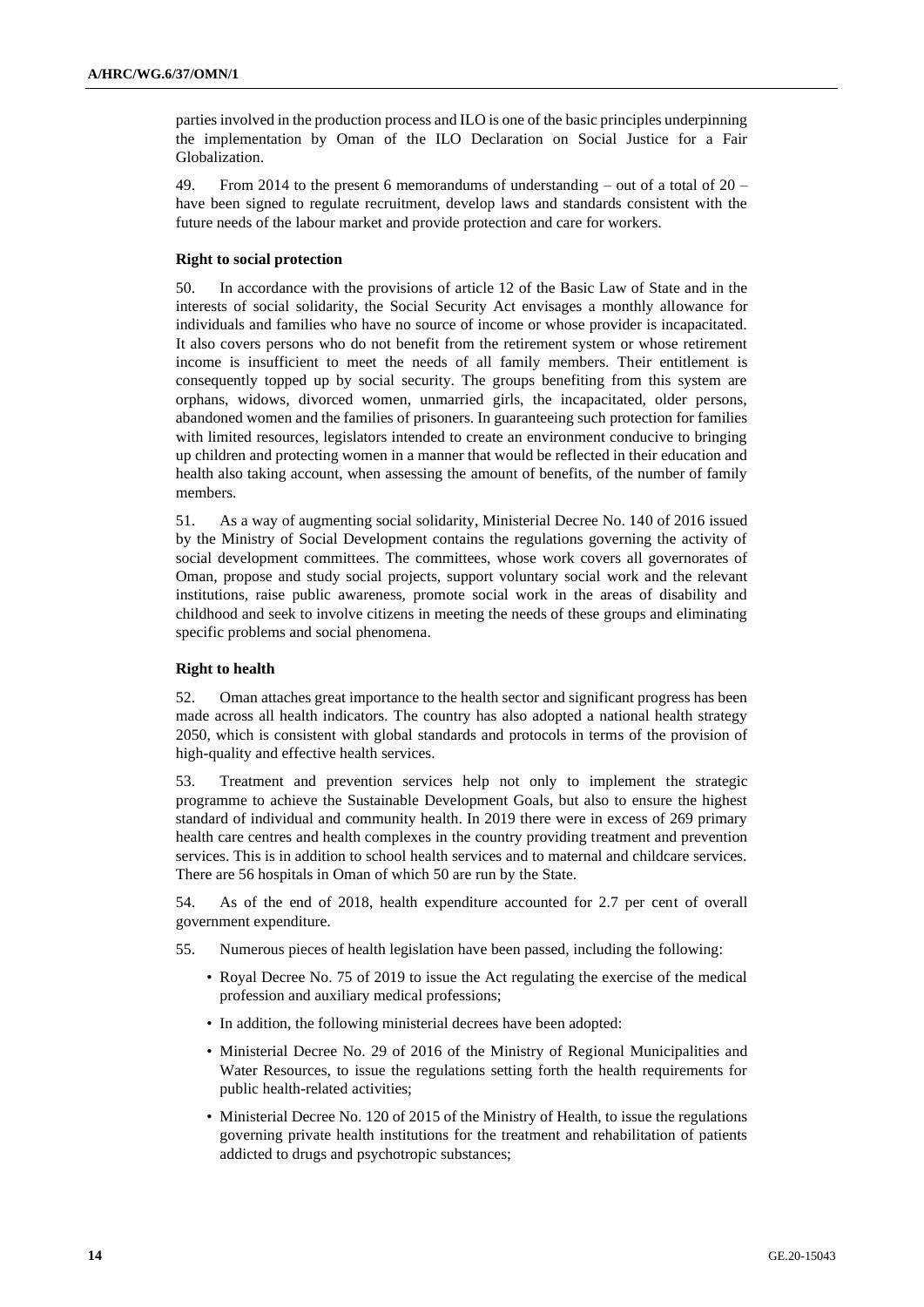parties involved in the production process and ILO is one of the basic principles underpinning the implementation by Oman of the ILO Declaration on Social Justice for a Fair Globalization.

49. From 2014 to the present 6 memorandums of understanding – out of a total of 20 – have been signed to regulate recruitment, develop laws and standards consistent with the future needs of the labour market and provide protection and care for workers.

**Right to social protection**

50. In accordance with the provisions of article 12 of the Basic Law of State and in the interests of social solidarity, the Social Security Act envisages a monthly allowance for individuals and families who have no source of income or whose provider is incapacitated. It also covers persons who do not benefit from the retirement system or whose retirement income is insufficient to meet the needs of all family members. Their entitlement is consequently topped up by social security. The groups benefiting from this system are orphans, widows, divorced women, unmarried girls, the incapacitated, older persons, abandoned women and the families of prisoners. In guaranteeing such protection for families with limited resources, legislators intended to create an environment conducive to bringing up children and protecting women in a manner that would be reflected in their education and health also taking account, when assessing the amount of benefits, of the number of family members.

51. As a way of augmenting social solidarity, Ministerial Decree No. 140 of 2016 issued by the Ministry of Social Development contains the regulations governing the activity of social development committees. The committees, whose work covers all governorates of Oman, propose and study social projects, support voluntary social work and the relevant institutions, raise public awareness, promote social work in the areas of disability and childhood and seek to involve citizens in meeting the needs of these groups and eliminating specific problems and social phenomena.

**Right to health**

52. Oman attaches great importance to the health sector and significant progress has been made across all health indicators. The country has also adopted a national health strategy 2050, which is consistent with global standards and protocols in terms of the provision of high-quality and effective health services.

53. Treatment and prevention services help not only to implement the strategic programme to achieve the Sustainable Development Goals, but also to ensure the highest standard of individual and community health. In 2019 there were in excess of 269 primary health care centres and health complexes in the country providing treatment and prevention services. This is in addition to school health services and to maternal and childcare services. There are 56 hospitals in Oman of which 50 are run by the State.

54. As of the end of 2018, health expenditure accounted for 2.7 per cent of overall government expenditure.

55. Numerous pieces of health legislation have been passed, including the following:

- Royal Decree No. 75 of 2019 to issue the Act regulating the exercise of the medical profession and auxiliary medical professions;
- In addition, the following ministerial decrees have been adopted:
- Ministerial Decree No. 29 of 2016 of the Ministry of Regional Municipalities and Water Resources, to issue the regulations setting forth the health requirements for public health-related activities;
- Ministerial Decree No. 120 of 2015 of the Ministry of Health, to issue the regulations governing private health institutions for the treatment and rehabilitation of patients addicted to drugs and psychotropic substances;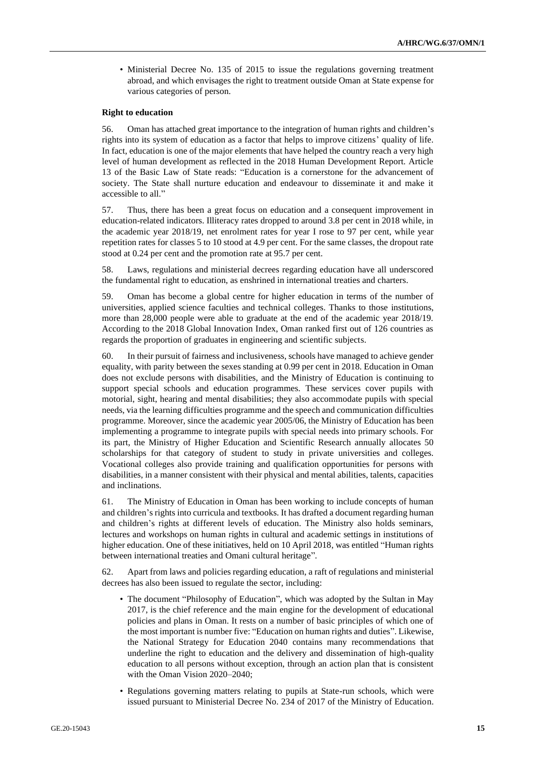- Ministerial Decree No. 135 of 2015 to issue the regulations governing treatment abroad, and which envisages the right to treatment outside Oman at State expense for various categories of person.

**Right to education**

56. Oman has attached great importance to the integration of human rights and children's rights into its system of education as a factor that helps to improve citizens' quality of life. In fact, education is one of the major elements that have helped the country reach a very high level of human development as reflected in the 2018 Human Development Report. Article 13 of the Basic Law of State reads: "Education is a cornerstone for the advancement of society. The State shall nurture education and endeavour to disseminate it and make it accessible to all."

57. Thus, there has been a great focus on education and a consequent improvement in education-related indicators. Illiteracy rates dropped to around 3.8 per cent in 2018 while, in the academic year 2018/19, net enrolment rates for year I rose to 97 per cent, while year repetition rates for classes 5 to 10 stood at 4.9 per cent. For the same classes, the dropout rate stood at 0.24 per cent and the promotion rate at 95.7 per cent.

58. Laws, regulations and ministerial decrees regarding education have all underscored the fundamental right to education, as enshrined in international treaties and charters.

59. Oman has become a global centre for higher education in terms of the number of universities, applied science faculties and technical colleges. Thanks to those institutions, more than 28,000 people were able to graduate at the end of the academic year 2018/19. According to the 2018 Global Innovation Index, Oman ranked first out of 126 countries as regards the proportion of graduates in engineering and scientific subjects.

60. In their pursuit of fairness and inclusiveness, schools have managed to achieve gender equality, with parity between the sexes standing at 0.99 per cent in 2018. Education in Oman does not exclude persons with disabilities, and the Ministry of Education is continuing to support special schools and education programmes. These services cover pupils with motorial, sight, hearing and mental disabilities; they also accommodate pupils with special needs, via the learning difficulties programme and the speech and communication difficulties programme. Moreover, since the academic year 2005/06, the Ministry of Education has been implementing a programme to integrate pupils with special needs into primary schools. For its part, the Ministry of Higher Education and Scientific Research annually allocates 50 scholarships for that category of student to study in private universities and colleges. Vocational colleges also provide training and qualification opportunities for persons with disabilities, in a manner consistent with their physical and mental abilities, talents, capacities and inclinations.

61. The Ministry of Education in Oman has been working to include concepts of human and children's rights into curricula and textbooks. It has drafted a document regarding human and children's rights at different levels of education. The Ministry also holds seminars, lectures and workshops on human rights in cultural and academic settings in institutions of higher education. One of these initiatives, held on 10 April 2018, was entitled "Human rights between international treaties and Omani cultural heritage".

62. Apart from laws and policies regarding education, a raft of regulations and ministerial decrees has also been issued to regulate the sector, including:

- The document "Philosophy of Education", which was adopted by the Sultan in May 2017, is the chief reference and the main engine for the development of educational policies and plans in Oman. It rests on a number of basic principles of which one of the most important is number five: "Education on human rights and duties". Likewise, the National Strategy for Education 2040 contains many recommendations that underline the right to education and the delivery and dissemination of high-quality education to all persons without exception, through an action plan that is consistent with the Oman Vision 2020–2040;
- Regulations governing matters relating to pupils at State-run schools, which were issued pursuant to Ministerial Decree No. 234 of 2017 of the Ministry of Education.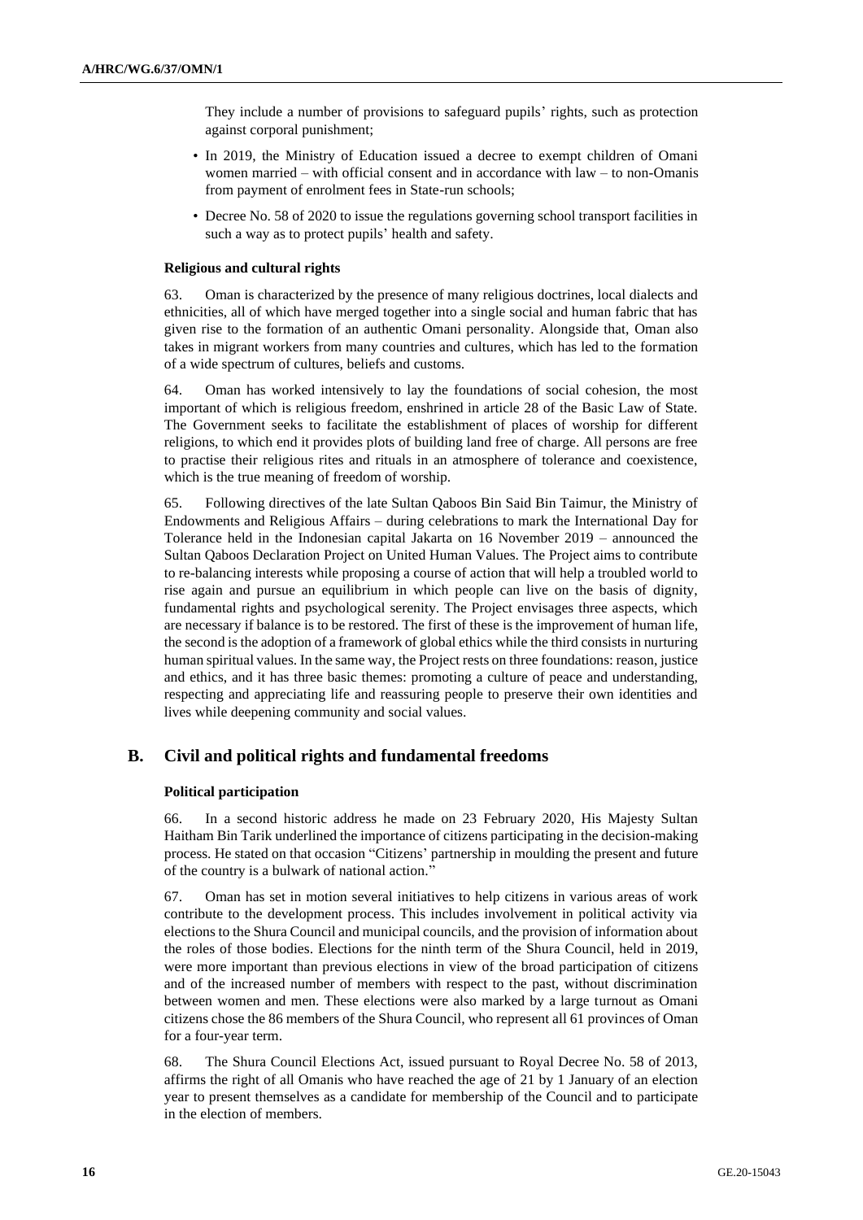They include a number of provisions to safeguard pupils' rights, such as protection against corporal punishment;

- In 2019, the Ministry of Education issued a decree to exempt children of Omani women married – with official consent and in accordance with law – to non-Omanis from payment of enrolment fees in State-run schools;
- Decree No. 58 of 2020 to issue the regulations governing school transport facilities in such a way as to protect pupils' health and safety.

#### Religious and cultural rights

63. Oman is characterized by the presence of many religious doctrines, local dialects and ethnicities, all of which have merged together into a single social and human fabric that has given rise to the formation of an authentic Omani personality. Alongside that, Oman also takes in migrant workers from many countries and cultures, which has led to the formation of a wide spectrum of cultures, beliefs and customs.

64. Oman has worked intensively to lay the foundations of social cohesion, the most important of which is religious freedom, enshrined in article 28 of the Basic Law of State. The Government seeks to facilitate the establishment of places of worship for different religions, to which end it provides plots of building land free of charge. All persons are free to practise their religious rites and rituals in an atmosphere of tolerance and coexistence, which is the true meaning of freedom of worship.

65. Following directives of the late Sultan Qaboos Bin Said Bin Taimur, the Ministry of Endowments and Religious Affairs – during celebrations to mark the International Day for Tolerance held in the Indonesian capital Jakarta on 16 November 2019 – announced the Sultan Qaboos Declaration Project on United Human Values. The Project aims to contribute to re-balancing interests while proposing a course of action that will help a troubled world to rise again and pursue an equilibrium in which people can live on the basis of dignity, fundamental rights and psychological serenity. The Project envisages three aspects, which are necessary if balance is to be restored. The first of these is the improvement of human life, the second is the adoption of a framework of global ethics while the third consists in nurturing human spiritual values. In the same way, the Project rests on three foundations: reason, justice and ethics, and it has three basic themes: promoting a culture of peace and understanding, respecting and appreciating life and reassuring people to preserve their own identities and lives while deepening community and social values.

## B. Civil and political rights and fundamental freedoms

#### Political participation

66. In a second historic address he made on 23 February 2020, His Majesty Sultan Haitham Bin Tarik underlined the importance of citizens participating in the decision-making process. He stated on that occasion "Citizens' partnership in moulding the present and future of the country is a bulwark of national action."

67. Oman has set in motion several initiatives to help citizens in various areas of work contribute to the development process. This includes involvement in political activity via elections to the Shura Council and municipal councils, and the provision of information about the roles of those bodies. Elections for the ninth term of the Shura Council, held in 2019, were more important than previous elections in view of the broad participation of citizens and of the increased number of members with respect to the past, without discrimination between women and men. These elections were also marked by a large turnout as Omani citizens chose the 86 members of the Shura Council, who represent all 61 provinces of Oman for a four-year term.

68. The Shura Council Elections Act, issued pursuant to Royal Decree No. 58 of 2013, affirms the right of all Omanis who have reached the age of 21 by 1 January of an election year to present themselves as a candidate for membership of the Council and to participate in the election of members.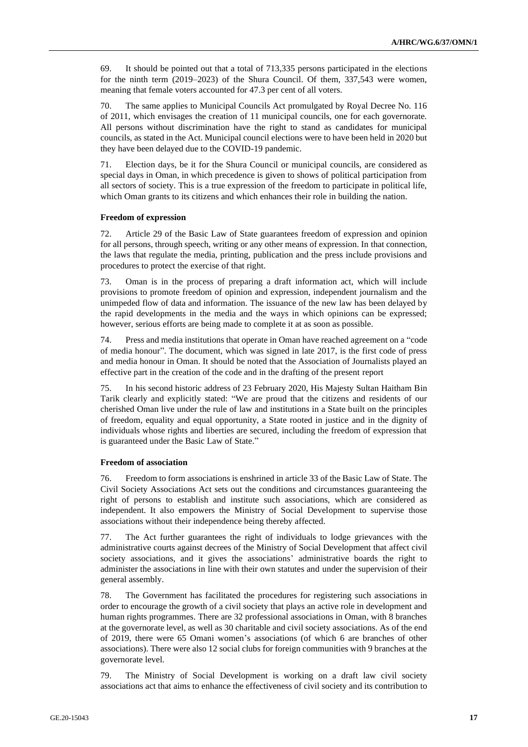69. It should be pointed out that a total of 713,335 persons participated in the elections for the ninth term (2019–2023) of the Shura Council. Of them, 337,543 were women, meaning that female voters accounted for 47.3 per cent of all voters.

70. The same applies to Municipal Councils Act promulgated by Royal Decree No. 116 of 2011, which envisages the creation of 11 municipal councils, one for each governorate. All persons without discrimination have the right to stand as candidates for municipal councils, as stated in the Act. Municipal council elections were to have been held in 2020 but they have been delayed due to the COVID-19 pandemic.

71. Election days, be it for the Shura Council or municipal councils, are considered as special days in Oman, in which precedence is given to shows of political participation from all sectors of society. This is a true expression of the freedom to participate in political life, which Oman grants to its citizens and which enhances their role in building the nation.

**Freedom of expression**

72. Article 29 of the Basic Law of State guarantees freedom of expression and opinion for all persons, through speech, writing or any other means of expression. In that connection, the laws that regulate the media, printing, publication and the press include provisions and procedures to protect the exercise of that right.

73. Oman is in the process of preparing a draft information act, which will include provisions to promote freedom of opinion and expression, independent journalism and the unimpeded flow of data and information. The issuance of the new law has been delayed by the rapid developments in the media and the ways in which opinions can be expressed; however, serious efforts are being made to complete it at as soon as possible.

74. Press and media institutions that operate in Oman have reached agreement on a "code of media honour". The document, which was signed in late 2017, is the first code of press and media honour in Oman. It should be noted that the Association of Journalists played an effective part in the creation of the code and in the drafting of the present report

75. In his second historic address of 23 February 2020, His Majesty Sultan Haitham Bin Tarik clearly and explicitly stated: "We are proud that the citizens and residents of our cherished Oman live under the rule of law and institutions in a State built on the principles of freedom, equality and equal opportunity, a State rooted in justice and in the dignity of individuals whose rights and liberties are secured, including the freedom of expression that is guaranteed under the Basic Law of State."

**Freedom of association**

76. Freedom to form associations is enshrined in article 33 of the Basic Law of State. The Civil Society Associations Act sets out the conditions and circumstances guaranteeing the right of persons to establish and institute such associations, which are considered as independent. It also empowers the Ministry of Social Development to supervise those associations without their independence being thereby affected.

77. The Act further guarantees the right of individuals to lodge grievances with the administrative courts against decrees of the Ministry of Social Development that affect civil society associations, and it gives the associations' administrative boards the right to administer the associations in line with their own statutes and under the supervision of their general assembly.

78. The Government has facilitated the procedures for registering such associations in order to encourage the growth of a civil society that plays an active role in development and human rights programmes. There are 32 professional associations in Oman, with 8 branches at the governorate level, as well as 30 charitable and civil society associations. As of the end of 2019, there were 65 Omani women's associations (of which 6 are branches of other associations). There were also 12 social clubs for foreign communities with 9 branches at the governorate level.

79. The Ministry of Social Development is working on a draft law civil society associations act that aims to enhance the effectiveness of civil society and its contribution to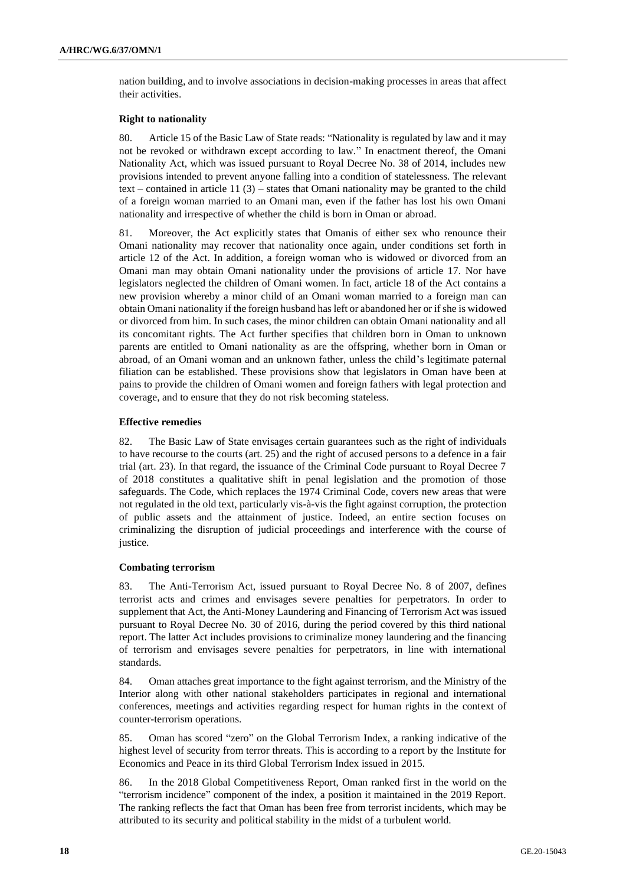nation building, and to involve associations in decision-making processes in areas that affect their activities.

**Right to nationality**

80. Article 15 of the Basic Law of State reads: "Nationality is regulated by law and it may not be revoked or withdrawn except according to law." In enactment thereof, the Omani Nationality Act, which was issued pursuant to Royal Decree No. 38 of 2014, includes new provisions intended to prevent anyone falling into a condition of statelessness. The relevant text – contained in article 11 (3) – states that Omani nationality may be granted to the child of a foreign woman married to an Omani man, even if the father has lost his own Omani nationality and irrespective of whether the child is born in Oman or abroad.

81. Moreover, the Act explicitly states that Omanis of either sex who renounce their Omani nationality may recover that nationality once again, under conditions set forth in article 12 of the Act. In addition, a foreign woman who is widowed or divorced from an Omani man may obtain Omani nationality under the provisions of article 17. Nor have legislators neglected the children of Omani women. In fact, article 18 of the Act contains a new provision whereby a minor child of an Omani woman married to a foreign man can obtain Omani nationality if the foreign husband has left or abandoned her or if she is widowed or divorced from him. In such cases, the minor children can obtain Omani nationality and all its concomitant rights. The Act further specifies that children born in Oman to unknown parents are entitled to Omani nationality as are the offspring, whether born in Oman or abroad, of an Omani woman and an unknown father, unless the child's legitimate paternal filiation can be established. These provisions show that legislators in Oman have been at pains to provide the children of Omani women and foreign fathers with legal protection and coverage, and to ensure that they do not risk becoming stateless.

**Effective remedies**

82. The Basic Law of State envisages certain guarantees such as the right of individuals to have recourse to the courts (art. 25) and the right of accused persons to a defence in a fair trial (art. 23). In that regard, the issuance of the Criminal Code pursuant to Royal Decree 7 of 2018 constitutes a qualitative shift in penal legislation and the promotion of those safeguards. The Code, which replaces the 1974 Criminal Code, covers new areas that were not regulated in the old text, particularly vis-à-vis the fight against corruption, the protection of public assets and the attainment of justice. Indeed, an entire section focuses on criminalizing the disruption of judicial proceedings and interference with the course of justice.

**Combating terrorism**

83. The Anti-Terrorism Act, issued pursuant to Royal Decree No. 8 of 2007, defines terrorist acts and crimes and envisages severe penalties for perpetrators. In order to supplement that Act, the Anti-Money Laundering and Financing of Terrorism Act was issued pursuant to Royal Decree No. 30 of 2016, during the period covered by this third national report. The latter Act includes provisions to criminalize money laundering and the financing of terrorism and envisages severe penalties for perpetrators, in line with international standards.

84. Oman attaches great importance to the fight against terrorism, and the Ministry of the Interior along with other national stakeholders participates in regional and international conferences, meetings and activities regarding respect for human rights in the context of counter-terrorism operations.

85. Oman has scored "zero" on the Global Terrorism Index, a ranking indicative of the highest level of security from terror threats. This is according to a report by the Institute for Economics and Peace in its third Global Terrorism Index issued in 2015.

86. In the 2018 Global Competitiveness Report, Oman ranked first in the world on the "terrorism incidence" component of the index, a position it maintained in the 2019 Report. The ranking reflects the fact that Oman has been free from terrorist incidents, which may be attributed to its security and political stability in the midst of a turbulent world.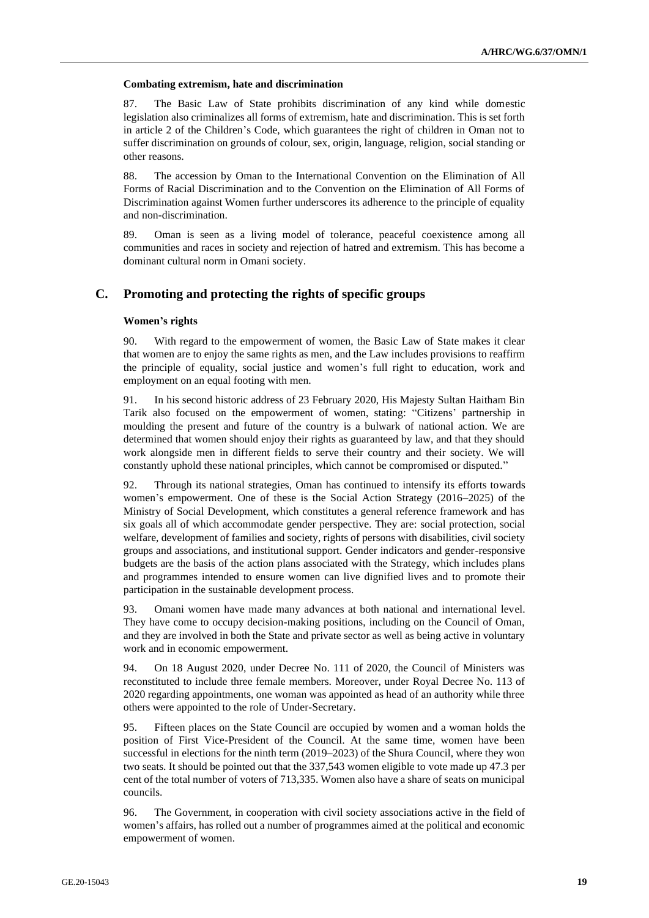**Combating extremism, hate and discrimination**

87. The Basic Law of State prohibits discrimination of any kind while domestic legislation also criminalizes all forms of extremism, hate and discrimination. This is set forth in article 2 of the Children's Code, which guarantees the right of children in Oman not to suffer discrimination on grounds of colour, sex, origin, language, religion, social standing or other reasons.

88. The accession by Oman to the International Convention on the Elimination of All Forms of Racial Discrimination and to the Convention on the Elimination of All Forms of Discrimination against Women further underscores its adherence to the principle of equality and non-discrimination.

89. Oman is seen as a living model of tolerance, peaceful coexistence among all communities and races in society and rejection of hatred and extremism. This has become a dominant cultural norm in Omani society.

## C. Promoting and protecting the rights of specific groups

**Women's rights**

90. With regard to the empowerment of women, the Basic Law of State makes it clear that women are to enjoy the same rights as men, and the Law includes provisions to reaffirm the principle of equality, social justice and women's full right to education, work and employment on an equal footing with men.

91. In his second historic address of 23 February 2020, His Majesty Sultan Haitham Bin Tarik also focused on the empowerment of women, stating: "Citizens' partnership in moulding the present and future of the country is a bulwark of national action. We are determined that women should enjoy their rights as guaranteed by law, and that they should work alongside men in different fields to serve their country and their society. We will constantly uphold these national principles, which cannot be compromised or disputed."

92. Through its national strategies, Oman has continued to intensify its efforts towards women's empowerment. One of these is the Social Action Strategy (2016–2025) of the Ministry of Social Development, which constitutes a general reference framework and has six goals all of which accommodate gender perspective. They are: social protection, social welfare, development of families and society, rights of persons with disabilities, civil society groups and associations, and institutional support. Gender indicators and gender-responsive budgets are the basis of the action plans associated with the Strategy, which includes plans and programmes intended to ensure women can live dignified lives and to promote their participation in the sustainable development process.

93. Omani women have made many advances at both national and international level. They have come to occupy decision-making positions, including on the Council of Oman, and they are involved in both the State and private sector as well as being active in voluntary work and in economic empowerment.

94. On 18 August 2020, under Decree No. 111 of 2020, the Council of Ministers was reconstituted to include three female members. Moreover, under Royal Decree No. 113 of 2020 regarding appointments, one woman was appointed as head of an authority while three others were appointed to the role of Under-Secretary.

95. Fifteen places on the State Council are occupied by women and a woman holds the position of First Vice-President of the Council. At the same time, women have been successful in elections for the ninth term (2019–2023) of the Shura Council, where they won two seats. It should be pointed out that the 337,543 women eligible to vote made up 47.3 per cent of the total number of voters of 713,335. Women also have a share of seats on municipal councils.

96. The Government, in cooperation with civil society associations active in the field of women's affairs, has rolled out a number of programmes aimed at the political and economic empowerment of women.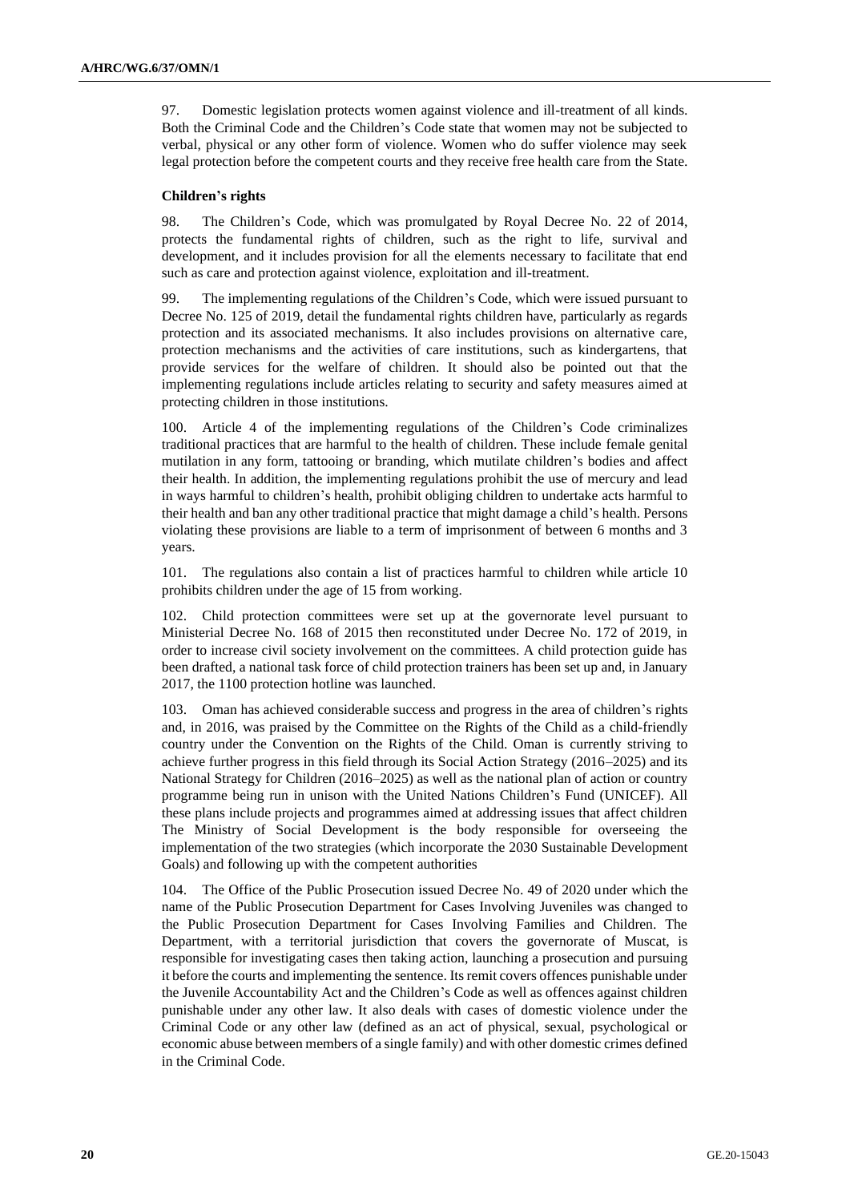97. Domestic legislation protects women against violence and ill-treatment of all kinds. Both the Criminal Code and the Children's Code state that women may not be subjected to verbal, physical or any other form of violence. Women who do suffer violence may seek legal protection before the competent courts and they receive free health care from the State.

**Children's rights**

98. The Children's Code, which was promulgated by Royal Decree No. 22 of 2014, protects the fundamental rights of children, such as the right to life, survival and development, and it includes provision for all the elements necessary to facilitate that end such as care and protection against violence, exploitation and ill-treatment.

99. The implementing regulations of the Children's Code, which were issued pursuant to Decree No. 125 of 2019, detail the fundamental rights children have, particularly as regards protection and its associated mechanisms. It also includes provisions on alternative care, protection mechanisms and the activities of care institutions, such as kindergartens, that provide services for the welfare of children. It should also be pointed out that the implementing regulations include articles relating to security and safety measures aimed at protecting children in those institutions.

100. Article 4 of the implementing regulations of the Children's Code criminalizes traditional practices that are harmful to the health of children. These include female genital mutilation in any form, tattooing or branding, which mutilate children's bodies and affect their health. In addition, the implementing regulations prohibit the use of mercury and lead in ways harmful to children's health, prohibit obliging children to undertake acts harmful to their health and ban any other traditional practice that might damage a child's health. Persons violating these provisions are liable to a term of imprisonment of between 6 months and 3 years.

101. The regulations also contain a list of practices harmful to children while article 10 prohibits children under the age of 15 from working.

102. Child protection committees were set up at the governorate level pursuant to Ministerial Decree No. 168 of 2015 then reconstituted under Decree No. 172 of 2019, in order to increase civil society involvement on the committees. A child protection guide has been drafted, a national task force of child protection trainers has been set up and, in January 2017, the 1100 protection hotline was launched.

103. Oman has achieved considerable success and progress in the area of children's rights and, in 2016, was praised by the Committee on the Rights of the Child as a child-friendly country under the Convention on the Rights of the Child. Oman is currently striving to achieve further progress in this field through its Social Action Strategy (2016–2025) and its National Strategy for Children (2016–2025) as well as the national plan of action or country programme being run in unison with the United Nations Children's Fund (UNICEF). All these plans include projects and programmes aimed at addressing issues that affect children The Ministry of Social Development is the body responsible for overseeing the implementation of the two strategies (which incorporate the 2030 Sustainable Development Goals) and following up with the competent authorities

104. The Office of the Public Prosecution issued Decree No. 49 of 2020 under which the name of the Public Prosecution Department for Cases Involving Juveniles was changed to the Public Prosecution Department for Cases Involving Families and Children. The Department, with a territorial jurisdiction that covers the governorate of Muscat, is responsible for investigating cases then taking action, launching a prosecution and pursuing it before the courts and implementing the sentence. Its remit covers offences punishable under the Juvenile Accountability Act and the Children's Code as well as offences against children punishable under any other law. It also deals with cases of domestic violence under the Criminal Code or any other law (defined as an act of physical, sexual, psychological or economic abuse between members of a single family) and with other domestic crimes defined in the Criminal Code.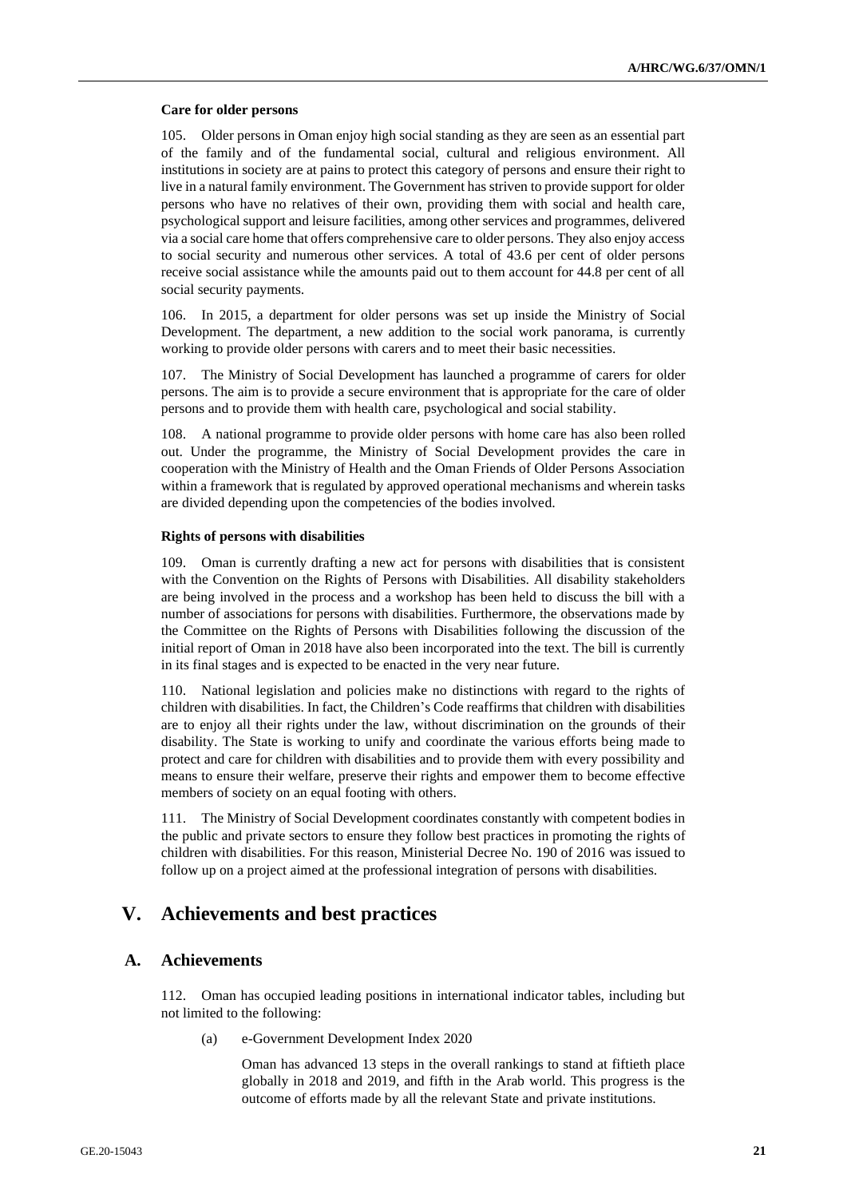#### Care for older persons

105. Older persons in Oman enjoy high social standing as they are seen as an essential part of the family and of the fundamental social, cultural and religious environment. All institutions in society are at pains to protect this category of persons and ensure their right to live in a natural family environment. The Government has striven to provide support for older persons who have no relatives of their own, providing them with social and health care, psychological support and leisure facilities, among other services and programmes, delivered via a social care home that offers comprehensive care to older persons. They also enjoy access to social security and numerous other services. A total of 43.6 per cent of older persons receive social assistance while the amounts paid out to them account for 44.8 per cent of all social security payments.

106. In 2015, a department for older persons was set up inside the Ministry of Social Development. The department, a new addition to the social work panorama, is currently working to provide older persons with carers and to meet their basic necessities.

107. The Ministry of Social Development has launched a programme of carers for older persons. The aim is to provide a secure environment that is appropriate for the care of older persons and to provide them with health care, psychological and social stability.

108. A national programme to provide older persons with home care has also been rolled out. Under the programme, the Ministry of Social Development provides the care in cooperation with the Ministry of Health and the Oman Friends of Older Persons Association within a framework that is regulated by approved operational mechanisms and wherein tasks are divided depending upon the competencies of the bodies involved.

#### Rights of persons with disabilities

109. Oman is currently drafting a new act for persons with disabilities that is consistent with the Convention on the Rights of Persons with Disabilities. All disability stakeholders are being involved in the process and a workshop has been held to discuss the bill with a number of associations for persons with disabilities. Furthermore, the observations made by the Committee on the Rights of Persons with Disabilities following the discussion of the initial report of Oman in 2018 have also been incorporated into the text. The bill is currently in its final stages and is expected to be enacted in the very near future.

110. National legislation and policies make no distinctions with regard to the rights of children with disabilities. In fact, the Children's Code reaffirms that children with disabilities are to enjoy all their rights under the law, without discrimination on the grounds of their disability. The State is working to unify and coordinate the various efforts being made to protect and care for children with disabilities and to provide them with every possibility and means to ensure their welfare, preserve their rights and empower them to become effective members of society on an equal footing with others.

111. The Ministry of Social Development coordinates constantly with competent bodies in the public and private sectors to ensure they follow best practices in promoting the rights of children with disabilities. For this reason, Ministerial Decree No. 190 of 2016 was issued to follow up on a project aimed at the professional integration of persons with disabilities.

# V. Achievements and best practices

## A. Achievements

112. Oman has occupied leading positions in international indicator tables, including but not limited to the following:

(a) e-Government Development Index 2020

Oman has advanced 13 steps in the overall rankings to stand at fiftieth place globally in 2018 and 2019, and fifth in the Arab world. This progress is the outcome of efforts made by all the relevant State and private institutions.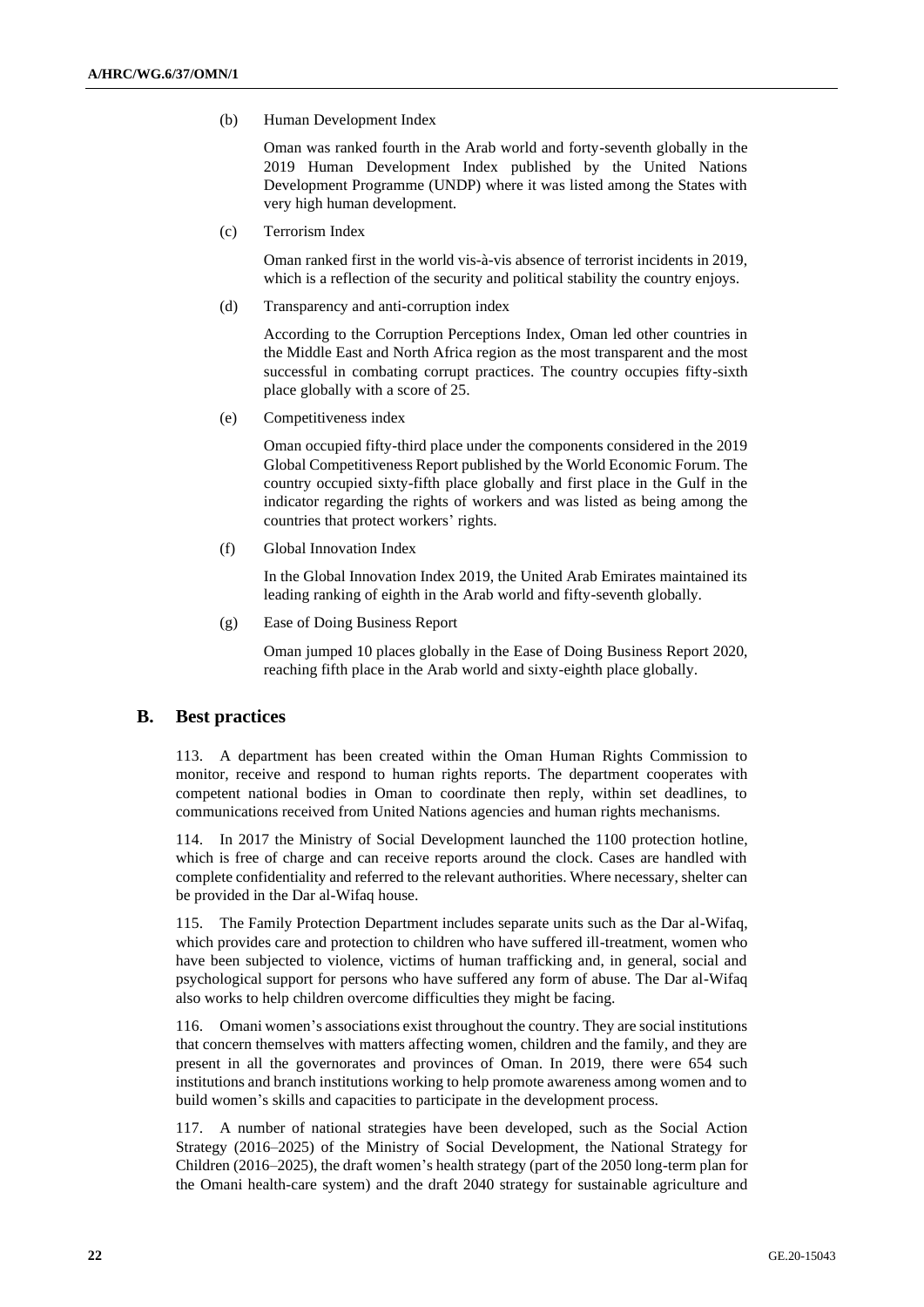(b) Human Development Index

Oman was ranked fourth in the Arab world and forty-seventh globally in the 2019 Human Development Index published by the United Nations Development Programme (UNDP) where it was listed among the States with very high human development.

(c) Terrorism Index

Oman ranked first in the world vis-à-vis absence of terrorist incidents in 2019, which is a reflection of the security and political stability the country enjoys.

(d) Transparency and anti-corruption index

According to the Corruption Perceptions Index, Oman led other countries in the Middle East and North Africa region as the most transparent and the most successful in combating corrupt practices. The country occupies fifty-sixth place globally with a score of 25.

(e) Competitiveness index

Oman occupied fifty-third place under the components considered in the 2019 Global Competitiveness Report published by the World Economic Forum. The country occupied sixty-fifth place globally and first place in the Gulf in the indicator regarding the rights of workers and was listed as being among the countries that protect workers' rights.

(f) Global Innovation Index

In the Global Innovation Index 2019, the United Arab Emirates maintained its leading ranking of eighth in the Arab world and fifty-seventh globally.

(g) Ease of Doing Business Report

Oman jumped 10 places globally in the Ease of Doing Business Report 2020, reaching fifth place in the Arab world and sixty-eighth place globally.

## B. Best practices

113. A department has been created within the Oman Human Rights Commission to monitor, receive and respond to human rights reports. The department cooperates with competent national bodies in Oman to coordinate then reply, within set deadlines, to communications received from United Nations agencies and human rights mechanisms.

114. In 2017 the Ministry of Social Development launched the 1100 protection hotline, which is free of charge and can receive reports around the clock. Cases are handled with complete confidentiality and referred to the relevant authorities. Where necessary, shelter can be provided in the Dar al-Wifaq house.

115. The Family Protection Department includes separate units such as the Dar al-Wifaq, which provides care and protection to children who have suffered ill-treatment, women who have been subjected to violence, victims of human trafficking and, in general, social and psychological support for persons who have suffered any form of abuse. The Dar al-Wifaq also works to help children overcome difficulties they might be facing.

116. Omani women's associations exist throughout the country. They are social institutions that concern themselves with matters affecting women, children and the family, and they are present in all the governorates and provinces of Oman. In 2019, there were 654 such institutions and branch institutions working to help promote awareness among women and to build women's skills and capacities to participate in the development process.

117. A number of national strategies have been developed, such as the Social Action Strategy (2016–2025) of the Ministry of Social Development, the National Strategy for Children (2016–2025), the draft women's health strategy (part of the 2050 long-term plan for the Omani health-care system) and the draft 2040 strategy for sustainable agriculture and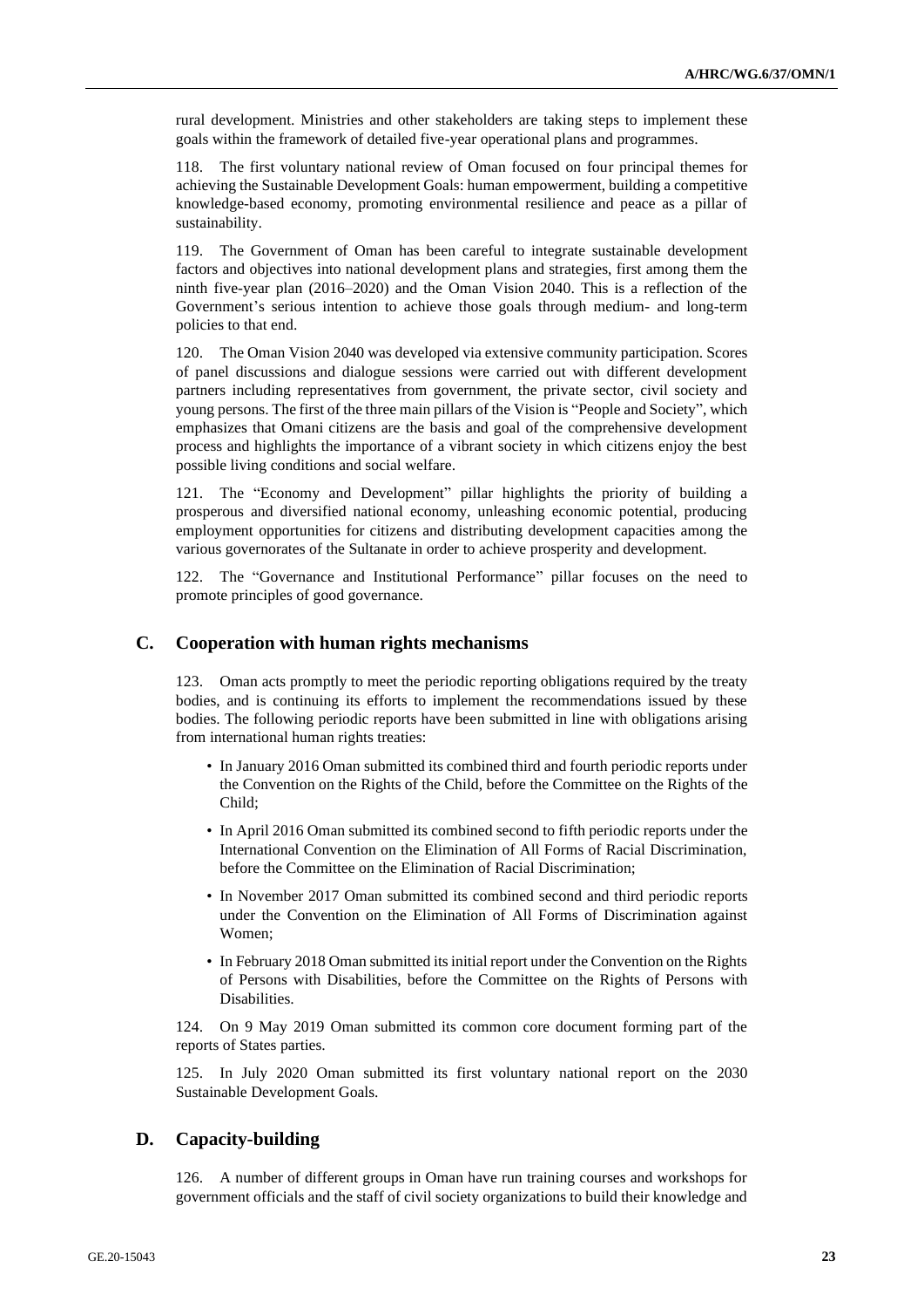rural development. Ministries and other stakeholders are taking steps to implement these goals within the framework of detailed five-year operational plans and programmes.

118. The first voluntary national review of Oman focused on four principal themes for achieving the Sustainable Development Goals: human empowerment, building a competitive knowledge-based economy, promoting environmental resilience and peace as a pillar of sustainability.

119. The Government of Oman has been careful to integrate sustainable development factors and objectives into national development plans and strategies, first among them the ninth five-year plan (2016–2020) and the Oman Vision 2040. This is a reflection of the Government's serious intention to achieve those goals through medium- and long-term policies to that end.

120. The Oman Vision 2040 was developed via extensive community participation. Scores of panel discussions and dialogue sessions were carried out with different development partners including representatives from government, the private sector, civil society and young persons. The first of the three main pillars of the Vision is "People and Society", which emphasizes that Omani citizens are the basis and goal of the comprehensive development process and highlights the importance of a vibrant society in which citizens enjoy the best possible living conditions and social welfare.

121. The "Economy and Development" pillar highlights the priority of building a prosperous and diversified national economy, unleashing economic potential, producing employment opportunities for citizens and distributing development capacities among the various governorates of the Sultanate in order to achieve prosperity and development.

122. The "Governance and Institutional Performance" pillar focuses on the need to promote principles of good governance.

## C. Cooperation with human rights mechanisms

123. Oman acts promptly to meet the periodic reporting obligations required by the treaty bodies, and is continuing its efforts to implement the recommendations issued by these bodies. The following periodic reports have been submitted in line with obligations arising from international human rights treaties:

- In January 2016 Oman submitted its combined third and fourth periodic reports under the Convention on the Rights of the Child, before the Committee on the Rights of the Child;
- In April 2016 Oman submitted its combined second to fifth periodic reports under the International Convention on the Elimination of All Forms of Racial Discrimination, before the Committee on the Elimination of Racial Discrimination;
- In November 2017 Oman submitted its combined second and third periodic reports under the Convention on the Elimination of All Forms of Discrimination against Women;
- In February 2018 Oman submitted its initial report under the Convention on the Rights of Persons with Disabilities, before the Committee on the Rights of Persons with Disabilities.

124. On 9 May 2019 Oman submitted its common core document forming part of the reports of States parties.

125. In July 2020 Oman submitted its first voluntary national report on the 2030 Sustainable Development Goals.

## D. Capacity-building

126. A number of different groups in Oman have run training courses and workshops for government officials and the staff of civil society organizations to build their knowledge and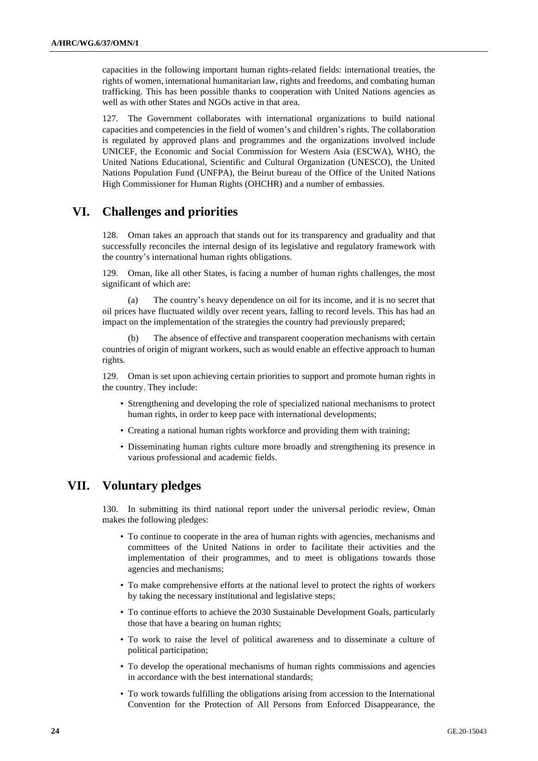capacities in the following important human rights-related fields: international treaties, the rights of women, international humanitarian law, rights and freedoms, and combating human trafficking. This has been possible thanks to cooperation with United Nations agencies as well as with other States and NGOs active in that area.

127. The Government collaborates with international organizations to build national capacities and competencies in the field of women's and children's rights. The collaboration is regulated by approved plans and programmes and the organizations involved include UNICEF, the Economic and Social Commission for Western Asia (ESCWA), WHO, the United Nations Educational, Scientific and Cultural Organization (UNESCO), the United Nations Population Fund (UNFPA), the Beirut bureau of the Office of the United Nations High Commissioner for Human Rights (OHCHR) and a number of embassies.

# VI. Challenges and priorities

128. Oman takes an approach that stands out for its transparency and graduality and that successfully reconciles the internal design of its legislative and regulatory framework with the country's international human rights obligations.

129. Oman, like all other States, is facing a number of human rights challenges, the most significant of which are:

(a) The country's heavy dependence on oil for its income, and it is no secret that oil prices have fluctuated wildly over recent years, falling to record levels. This has had an impact on the implementation of the strategies the country had previously prepared;

(b) The absence of effective and transparent cooperation mechanisms with certain countries of origin of migrant workers, such as would enable an effective approach to human rights.

129. Oman is set upon achieving certain priorities to support and promote human rights in the country. They include:

- Strengthening and developing the role of specialized national mechanisms to protect human rights, in order to keep pace with international developments;
- Creating a national human rights workforce and providing them with training;
- Disseminating human rights culture more broadly and strengthening its presence in various professional and academic fields.

# VII. Voluntary pledges

130. In submitting its third national report under the universal periodic review, Oman makes the following pledges:

- To continue to cooperate in the area of human rights with agencies, mechanisms and committees of the United Nations in order to facilitate their activities and the implementation of their programmes, and to meet is obligations towards those agencies and mechanisms;
- To make comprehensive efforts at the national level to protect the rights of workers by taking the necessary institutional and legislative steps;
- To continue efforts to achieve the 2030 Sustainable Development Goals, particularly those that have a bearing on human rights;
- To work to raise the level of political awareness and to disseminate a culture of political participation;
- To develop the operational mechanisms of human rights commissions and agencies in accordance with the best international standards;
- To work towards fulfilling the obligations arising from accession to the International Convention for the Protection of All Persons from Enforced Disappearance, the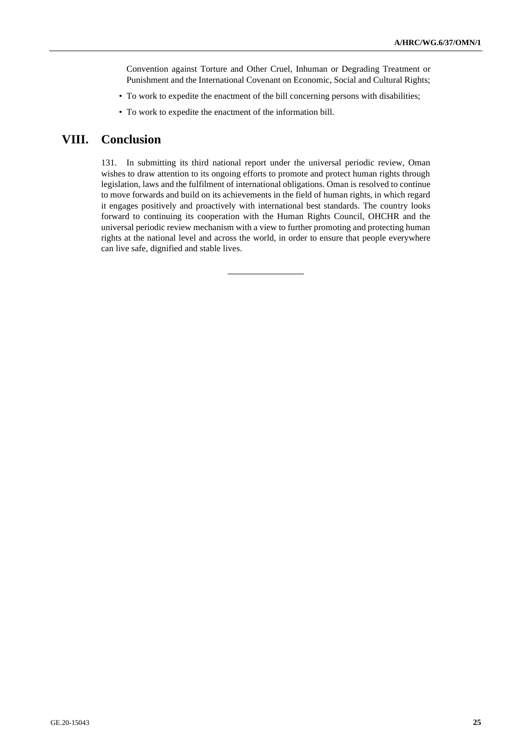Convention against Torture and Other Cruel, Inhuman or Degrading Treatment or Punishment and the International Covenant on Economic, Social and Cultural Rights;

- To work to expedite the enactment of the bill concerning persons with disabilities;
- To work to expedite the enactment of the information bill.

# VIII. Conclusion

131. In submitting its third national report under the universal periodic review, Oman wishes to draw attention to its ongoing efforts to promote and protect human rights through legislation, laws and the fulfilment of international obligations. Oman is resolved to continue to move forwards and build on its achievements in the field of human rights, in which regard it engages positively and proactively with international best standards. The country looks forward to continuing its cooperation with the Human Rights Council, OHCHR and the universal periodic review mechanism with a view to further promoting and protecting human rights at the national level and across the world, in order to ensure that people everywhere can live safe, dignified and stable lives.